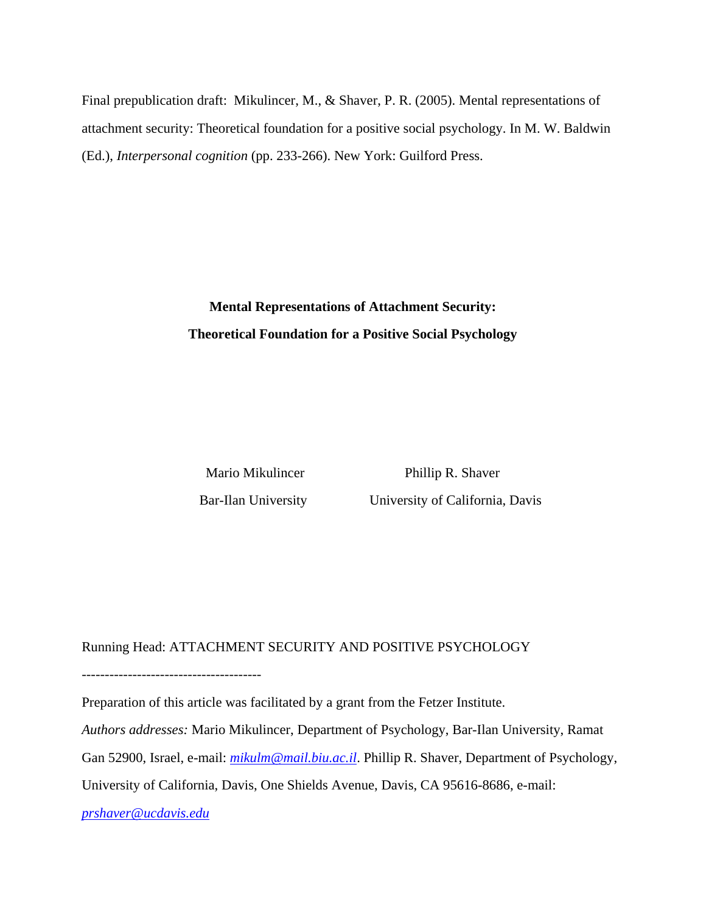Final prepublication draft: Mikulincer, M., & Shaver, P. R. (2005). Mental representations of attachment security: Theoretical foundation for a positive social psychology. In M. W. Baldwin (Ed.), *Interpersonal cognition* (pp. 233-266). New York: Guilford Press.

# Mental Representations of Attachment Security: Theoretical Foundation for a Positive Social Psychology

Mario Mikulincer
Bar-Ilan University

Phillip R. Shaver
University of California, Davis

Running Head: ATTACHMENT SECURITY AND POSITIVE PSYCHOLOGY

---------------------------------------

Preparation of this article was facilitated by a grant from the Fetzer Institute.

*Authors addresses:* Mario Mikulincer, Department of Psychology, Bar-Ilan University, Ramat Gan 52900, Israel, e-mail: *mikulm@mail.biu.ac.il*. Phillip R. Shaver, Department of Psychology, University of California, Davis, One Shields Avenue, Davis, CA 95616-8686, e-mail: *prshaver@ucdavis.edu*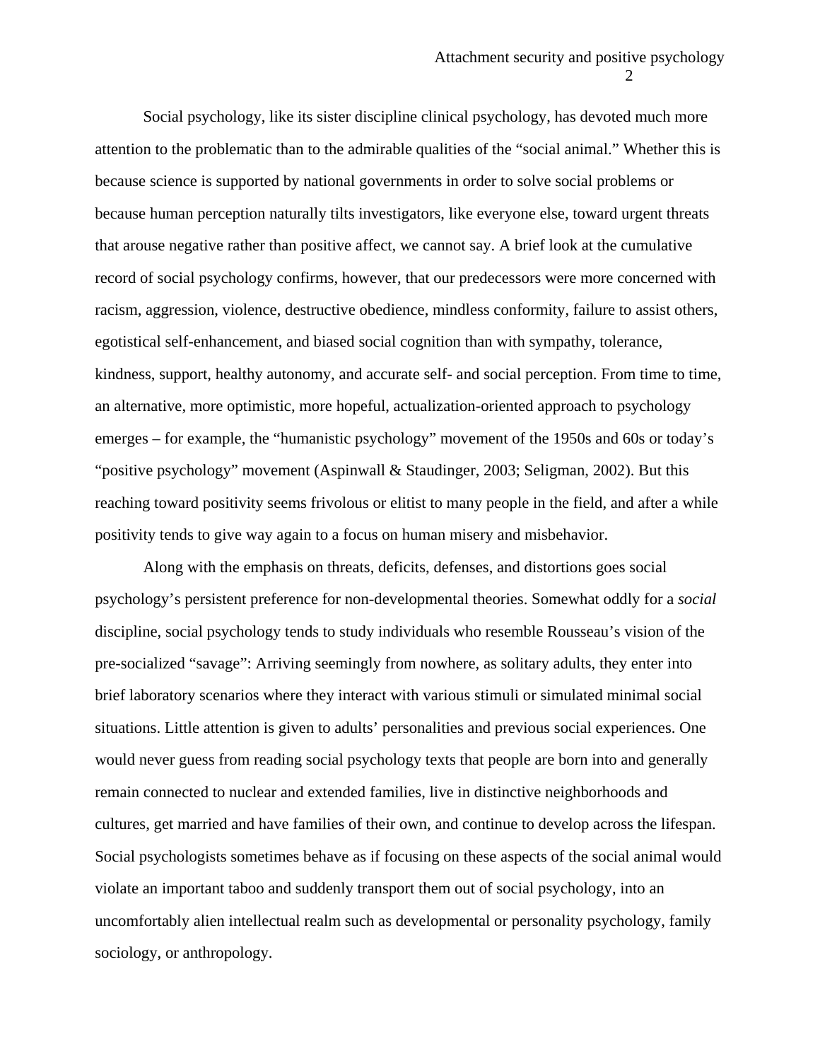Social psychology, like its sister discipline clinical psychology, has devoted much more attention to the problematic than to the admirable qualities of the "social animal." Whether this is because science is supported by national governments in order to solve social problems or because human perception naturally tilts investigators, like everyone else, toward urgent threats that arouse negative rather than positive affect, we cannot say. A brief look at the cumulative record of social psychology confirms, however, that our predecessors were more concerned with racism, aggression, violence, destructive obedience, mindless conformity, failure to assist others, egotistical self-enhancement, and biased social cognition than with sympathy, tolerance, kindness, support, healthy autonomy, and accurate self- and social perception. From time to time, an alternative, more optimistic, more hopeful, actualization-oriented approach to psychology emerges – for example, the "humanistic psychology" movement of the 1950s and 60s or today's "positive psychology" movement (Aspinwall & Staudinger, 2003; Seligman, 2002). But this reaching toward positivity seems frivolous or elitist to many people in the field, and after a while positivity tends to give way again to a focus on human misery and misbehavior.

Along with the emphasis on threats, deficits, defenses, and distortions goes social psychology's persistent preference for non-developmental theories. Somewhat oddly for a *social* discipline, social psychology tends to study individuals who resemble Rousseau's vision of the pre-socialized "savage": Arriving seemingly from nowhere, as solitary adults, they enter into brief laboratory scenarios where they interact with various stimuli or simulated minimal social situations. Little attention is given to adults' personalities and previous social experiences. One would never guess from reading social psychology texts that people are born into and generally remain connected to nuclear and extended families, live in distinctive neighborhoods and cultures, get married and have families of their own, and continue to develop across the lifespan. Social psychologists sometimes behave as if focusing on these aspects of the social animal would violate an important taboo and suddenly transport them out of social psychology, into an uncomfortably alien intellectual realm such as developmental or personality psychology, family sociology, or anthropology.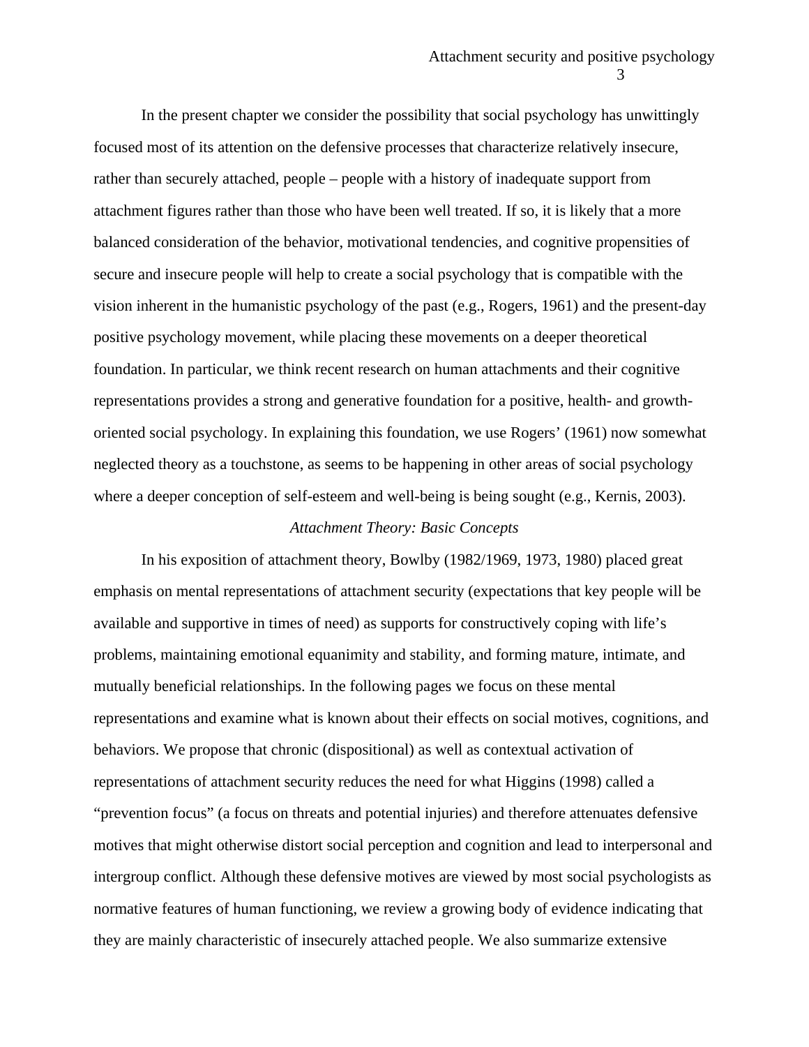In the present chapter we consider the possibility that social psychology has unwittingly focused most of its attention on the defensive processes that characterize relatively insecure, rather than securely attached, people – people with a history of inadequate support from attachment figures rather than those who have been well treated. If so, it is likely that a more balanced consideration of the behavior, motivational tendencies, and cognitive propensities of secure and insecure people will help to create a social psychology that is compatible with the vision inherent in the humanistic psychology of the past (e.g., Rogers, 1961) and the present-day positive psychology movement, while placing these movements on a deeper theoretical foundation. In particular, we think recent research on human attachments and their cognitive representations provides a strong and generative foundation for a positive, health- and growth-oriented social psychology. In explaining this foundation, we use Rogers' (1961) now somewhat neglected theory as a touchstone, as seems to be happening in other areas of social psychology where a deeper conception of self-esteem and well-being is being sought (e.g., Kernis, 2003).

### *Attachment Theory: Basic Concepts*

In his exposition of attachment theory, Bowlby (1982/1969, 1973, 1980) placed great emphasis on mental representations of attachment security (expectations that key people will be available and supportive in times of need) as supports for constructively coping with life's problems, maintaining emotional equanimity and stability, and forming mature, intimate, and mutually beneficial relationships. In the following pages we focus on these mental representations and examine what is known about their effects on social motives, cognitions, and behaviors. We propose that chronic (dispositional) as well as contextual activation of representations of attachment security reduces the need for what Higgins (1998) called a "prevention focus" (a focus on threats and potential injuries) and therefore attenuates defensive motives that might otherwise distort social perception and cognition and lead to interpersonal and intergroup conflict. Although these defensive motives are viewed by most social psychologists as normative features of human functioning, we review a growing body of evidence indicating that they are mainly characteristic of insecurely attached people. We also summarize extensive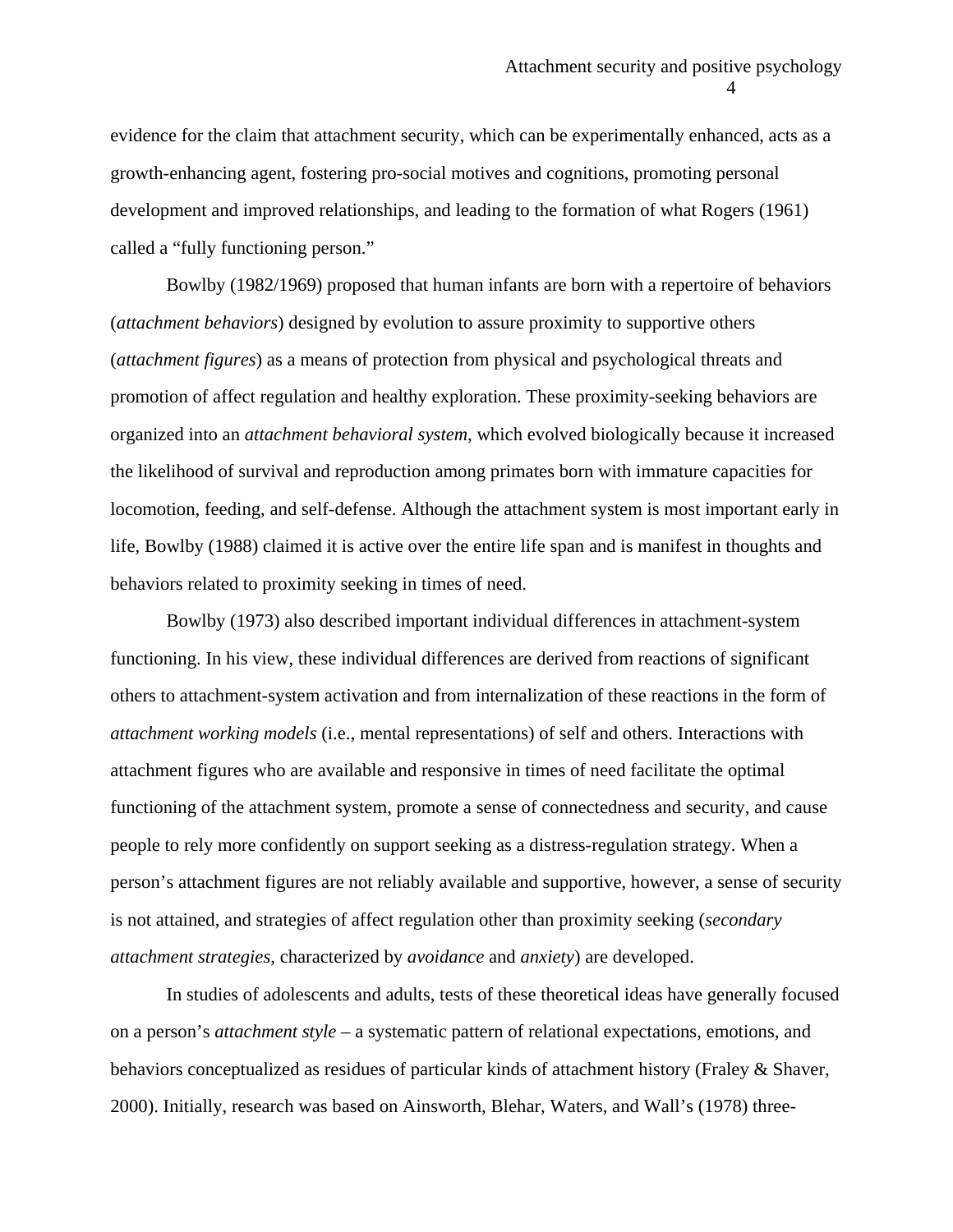evidence for the claim that attachment security, which can be experimentally enhanced, acts as a growth-enhancing agent, fostering pro-social motives and cognitions, promoting personal development and improved relationships, and leading to the formation of what Rogers (1961) called a "fully functioning person."

Bowlby (1982/1969) proposed that human infants are born with a repertoire of behaviors (*attachment behaviors*) designed by evolution to assure proximity to supportive others (*attachment figures*) as a means of protection from physical and psychological threats and promotion of affect regulation and healthy exploration. These proximity-seeking behaviors are organized into an *attachment behavioral system*, which evolved biologically because it increased the likelihood of survival and reproduction among primates born with immature capacities for locomotion, feeding, and self-defense. Although the attachment system is most important early in life, Bowlby (1988) claimed it is active over the entire life span and is manifest in thoughts and behaviors related to proximity seeking in times of need.

Bowlby (1973) also described important individual differences in attachment-system functioning. In his view, these individual differences are derived from reactions of significant others to attachment-system activation and from internalization of these reactions in the form of *attachment working models* (i.e., mental representations) of self and others. Interactions with attachment figures who are available and responsive in times of need facilitate the optimal functioning of the attachment system, promote a sense of connectedness and security, and cause people to rely more confidently on support seeking as a distress-regulation strategy. When a person's attachment figures are not reliably available and supportive, however, a sense of security is not attained, and strategies of affect regulation other than proximity seeking (*secondary attachment strategies*, characterized by *avoidance* and *anxiety*) are developed.

In studies of adolescents and adults, tests of these theoretical ideas have generally focused on a person's *attachment style* – a systematic pattern of relational expectations, emotions, and behaviors conceptualized as residues of particular kinds of attachment history (Fraley & Shaver, 2000). Initially, research was based on Ainsworth, Blehar, Waters, and Wall's (1978) three-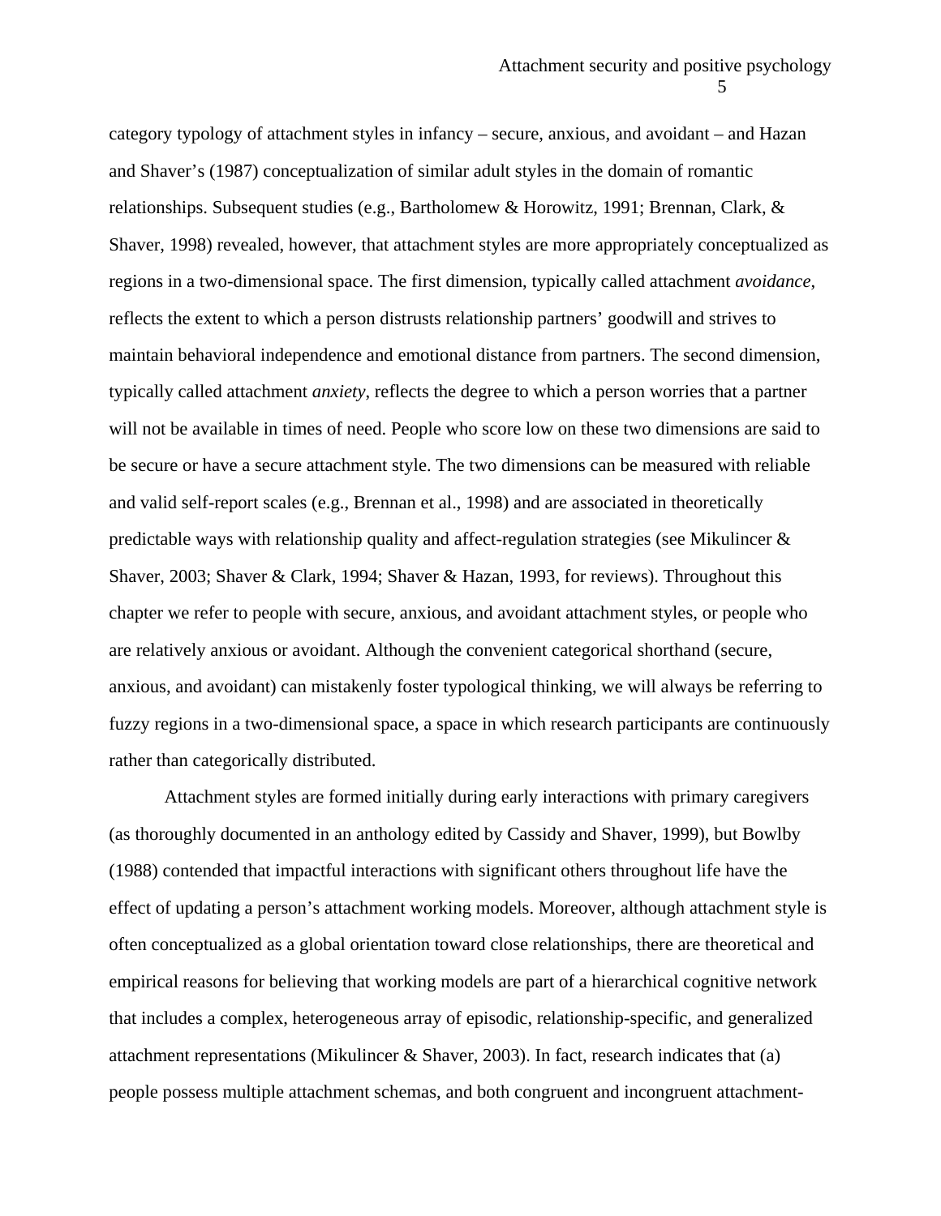category typology of attachment styles in infancy – secure, anxious, and avoidant – and Hazan and Shaver's (1987) conceptualization of similar adult styles in the domain of romantic relationships. Subsequent studies (e.g., Bartholomew & Horowitz, 1991; Brennan, Clark, & Shaver, 1998) revealed, however, that attachment styles are more appropriately conceptualized as regions in a two-dimensional space. The first dimension, typically called attachment *avoidance*, reflects the extent to which a person distrusts relationship partners' goodwill and strives to maintain behavioral independence and emotional distance from partners. The second dimension, typically called attachment *anxiety*, reflects the degree to which a person worries that a partner will not be available in times of need. People who score low on these two dimensions are said to be secure or have a secure attachment style. The two dimensions can be measured with reliable and valid self-report scales (e.g., Brennan et al., 1998) and are associated in theoretically predictable ways with relationship quality and affect-regulation strategies (see Mikulincer & Shaver, 2003; Shaver & Clark, 1994; Shaver & Hazan, 1993, for reviews). Throughout this chapter we refer to people with secure, anxious, and avoidant attachment styles, or people who are relatively anxious or avoidant. Although the convenient categorical shorthand (secure, anxious, and avoidant) can mistakenly foster typological thinking, we will always be referring to fuzzy regions in a two-dimensional space, a space in which research participants are continuously rather than categorically distributed.

Attachment styles are formed initially during early interactions with primary caregivers (as thoroughly documented in an anthology edited by Cassidy and Shaver, 1999), but Bowlby (1988) contended that impactful interactions with significant others throughout life have the effect of updating a person's attachment working models. Moreover, although attachment style is often conceptualized as a global orientation toward close relationships, there are theoretical and empirical reasons for believing that working models are part of a hierarchical cognitive network that includes a complex, heterogeneous array of episodic, relationship-specific, and generalized attachment representations (Mikulincer & Shaver, 2003). In fact, research indicates that (a) people possess multiple attachment schemas, and both congruent and incongruent attachment-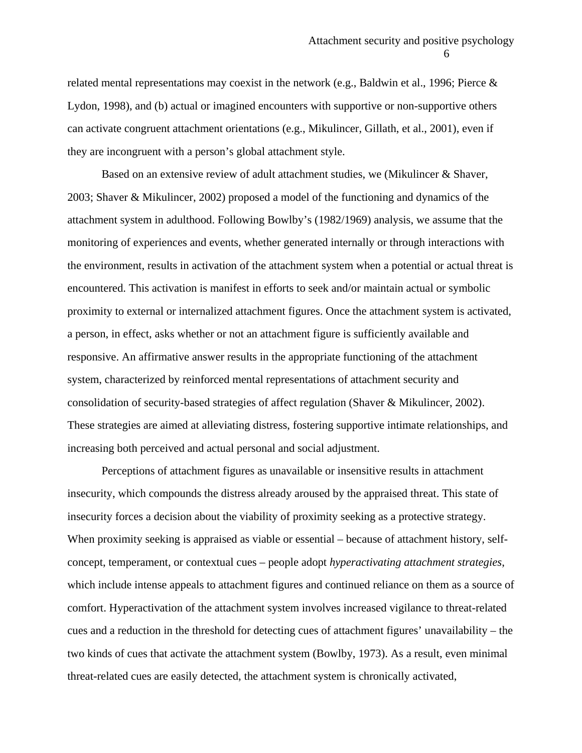related mental representations may coexist in the network (e.g., Baldwin et al., 1996; Pierce & Lydon, 1998), and (b) actual or imagined encounters with supportive or non-supportive others can activate congruent attachment orientations (e.g., Mikulincer, Gillath, et al., 2001), even if they are incongruent with a person's global attachment style.

Based on an extensive review of adult attachment studies, we (Mikulincer & Shaver, 2003; Shaver & Mikulincer, 2002) proposed a model of the functioning and dynamics of the attachment system in adulthood. Following Bowlby's (1982/1969) analysis, we assume that the monitoring of experiences and events, whether generated internally or through interactions with the environment, results in activation of the attachment system when a potential or actual threat is encountered. This activation is manifest in efforts to seek and/or maintain actual or symbolic proximity to external or internalized attachment figures. Once the attachment system is activated, a person, in effect, asks whether or not an attachment figure is sufficiently available and responsive. An affirmative answer results in the appropriate functioning of the attachment system, characterized by reinforced mental representations of attachment security and consolidation of security-based strategies of affect regulation (Shaver & Mikulincer, 2002). These strategies are aimed at alleviating distress, fostering supportive intimate relationships, and increasing both perceived and actual personal and social adjustment.

Perceptions of attachment figures as unavailable or insensitive results in attachment insecurity, which compounds the distress already aroused by the appraised threat. This state of insecurity forces a decision about the viability of proximity seeking as a protective strategy. When proximity seeking is appraised as viable or essential – because of attachment history, self-concept, temperament, or contextual cues – people adopt *hyperactivating attachment strategies*, which include intense appeals to attachment figures and continued reliance on them as a source of comfort. Hyperactivation of the attachment system involves increased vigilance to threat-related cues and a reduction in the threshold for detecting cues of attachment figures' unavailability – the two kinds of cues that activate the attachment system (Bowlby, 1973). As a result, even minimal threat-related cues are easily detected, the attachment system is chronically activated,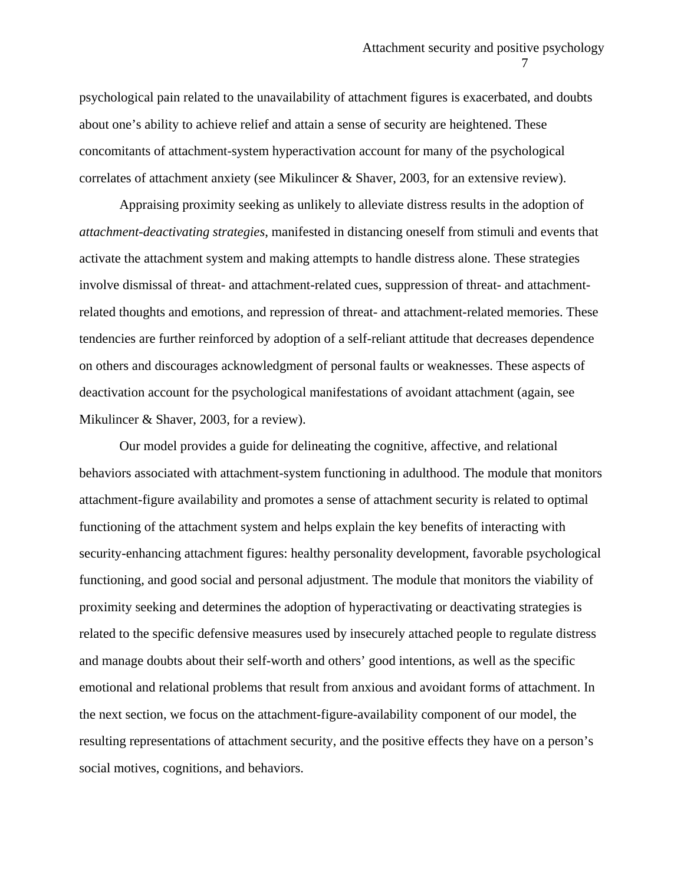psychological pain related to the unavailability of attachment figures is exacerbated, and doubts about one's ability to achieve relief and attain a sense of security are heightened. These concomitants of attachment-system hyperactivation account for many of the psychological correlates of attachment anxiety (see Mikulincer & Shaver, 2003, for an extensive review).

Appraising proximity seeking as unlikely to alleviate distress results in the adoption of *attachment-deactivating strategies*, manifested in distancing oneself from stimuli and events that activate the attachment system and making attempts to handle distress alone. These strategies involve dismissal of threat- and attachment-related cues, suppression of threat- and attachment-related thoughts and emotions, and repression of threat- and attachment-related memories. These tendencies are further reinforced by adoption of a self-reliant attitude that decreases dependence on others and discourages acknowledgment of personal faults or weaknesses. These aspects of deactivation account for the psychological manifestations of avoidant attachment (again, see Mikulincer & Shaver, 2003, for a review).

Our model provides a guide for delineating the cognitive, affective, and relational behaviors associated with attachment-system functioning in adulthood. The module that monitors attachment-figure availability and promotes a sense of attachment security is related to optimal functioning of the attachment system and helps explain the key benefits of interacting with security-enhancing attachment figures: healthy personality development, favorable psychological functioning, and good social and personal adjustment. The module that monitors the viability of proximity seeking and determines the adoption of hyperactivating or deactivating strategies is related to the specific defensive measures used by insecurely attached people to regulate distress and manage doubts about their self-worth and others' good intentions, as well as the specific emotional and relational problems that result from anxious and avoidant forms of attachment. In the next section, we focus on the attachment-figure-availability component of our model, the resulting representations of attachment security, and the positive effects they have on a person's social motives, cognitions, and behaviors.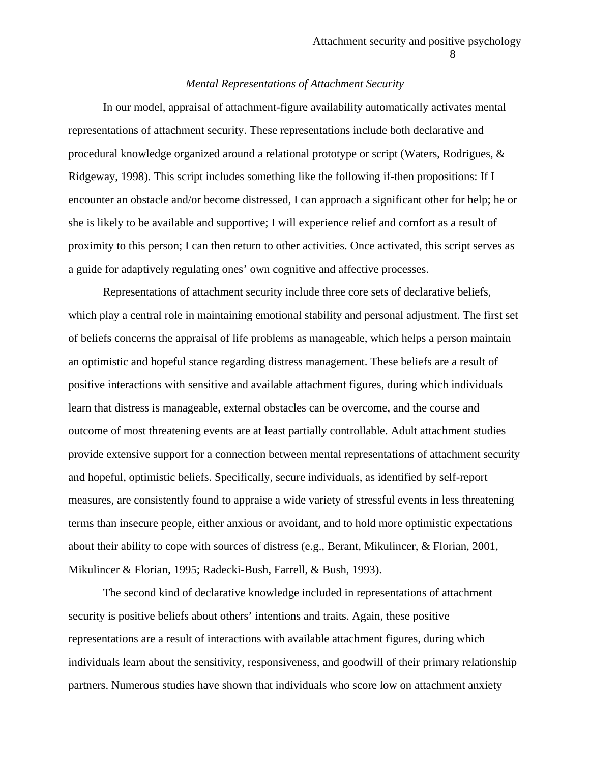*Mental Representations of Attachment Security*

In our model, appraisal of attachment-figure availability automatically activates mental representations of attachment security. These representations include both declarative and procedural knowledge organized around a relational prototype or script (Waters, Rodrigues, & Ridgeway, 1998). This script includes something like the following if-then propositions: If I encounter an obstacle and/or become distressed, I can approach a significant other for help; he or she is likely to be available and supportive; I will experience relief and comfort as a result of proximity to this person; I can then return to other activities. Once activated, this script serves as a guide for adaptively regulating ones' own cognitive and affective processes.

Representations of attachment security include three core sets of declarative beliefs, which play a central role in maintaining emotional stability and personal adjustment. The first set of beliefs concerns the appraisal of life problems as manageable, which helps a person maintain an optimistic and hopeful stance regarding distress management. These beliefs are a result of positive interactions with sensitive and available attachment figures, during which individuals learn that distress is manageable, external obstacles can be overcome, and the course and outcome of most threatening events are at least partially controllable. Adult attachment studies provide extensive support for a connection between mental representations of attachment security and hopeful, optimistic beliefs. Specifically, secure individuals, as identified by self-report measures, are consistently found to appraise a wide variety of stressful events in less threatening terms than insecure people, either anxious or avoidant, and to hold more optimistic expectations about their ability to cope with sources of distress (e.g., Berant, Mikulincer, & Florian, 2001, Mikulincer & Florian, 1995; Radecki-Bush, Farrell, & Bush, 1993).

The second kind of declarative knowledge included in representations of attachment security is positive beliefs about others' intentions and traits. Again, these positive representations are a result of interactions with available attachment figures, during which individuals learn about the sensitivity, responsiveness, and goodwill of their primary relationship partners. Numerous studies have shown that individuals who score low on attachment anxiety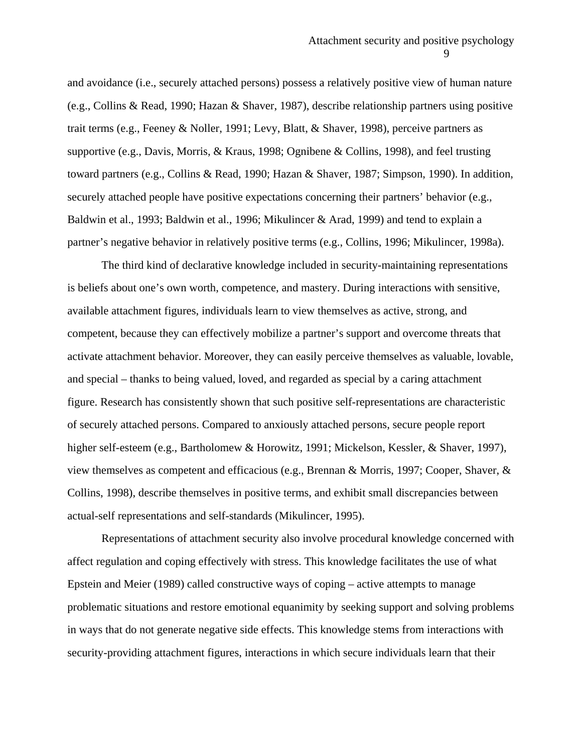and avoidance (i.e., securely attached persons) possess a relatively positive view of human nature (e.g., Collins & Read, 1990; Hazan & Shaver, 1987), describe relationship partners using positive trait terms (e.g., Feeney & Noller, 1991; Levy, Blatt, & Shaver, 1998), perceive partners as supportive (e.g., Davis, Morris, & Kraus, 1998; Ognibene & Collins, 1998), and feel trusting toward partners (e.g., Collins & Read, 1990; Hazan & Shaver, 1987; Simpson, 1990). In addition, securely attached people have positive expectations concerning their partners' behavior (e.g., Baldwin et al., 1993; Baldwin et al., 1996; Mikulincer & Arad, 1999) and tend to explain a partner's negative behavior in relatively positive terms (e.g., Collins, 1996; Mikulincer, 1998a).

The third kind of declarative knowledge included in security-maintaining representations is beliefs about one's own worth, competence, and mastery. During interactions with sensitive, available attachment figures, individuals learn to view themselves as active, strong, and competent, because they can effectively mobilize a partner's support and overcome threats that activate attachment behavior. Moreover, they can easily perceive themselves as valuable, lovable, and special – thanks to being valued, loved, and regarded as special by a caring attachment figure. Research has consistently shown that such positive self-representations are characteristic of securely attached persons. Compared to anxiously attached persons, secure people report higher self-esteem (e.g., Bartholomew & Horowitz, 1991; Mickelson, Kessler, & Shaver, 1997), view themselves as competent and efficacious (e.g., Brennan & Morris, 1997; Cooper, Shaver, & Collins, 1998), describe themselves in positive terms, and exhibit small discrepancies between actual-self representations and self-standards (Mikulincer, 1995).

Representations of attachment security also involve procedural knowledge concerned with affect regulation and coping effectively with stress. This knowledge facilitates the use of what Epstein and Meier (1989) called constructive ways of coping – active attempts to manage problematic situations and restore emotional equanimity by seeking support and solving problems in ways that do not generate negative side effects. This knowledge stems from interactions with security-providing attachment figures, interactions in which secure individuals learn that their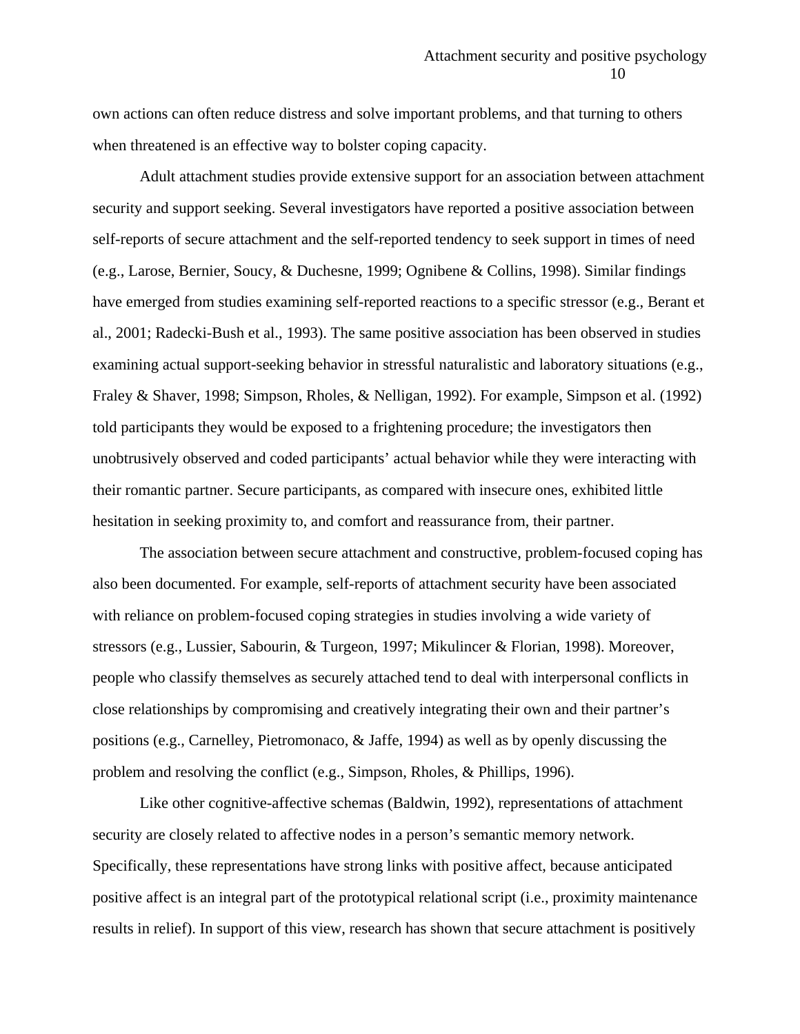own actions can often reduce distress and solve important problems, and that turning to others when threatened is an effective way to bolster coping capacity.

Adult attachment studies provide extensive support for an association between attachment security and support seeking. Several investigators have reported a positive association between self-reports of secure attachment and the self-reported tendency to seek support in times of need (e.g., Larose, Bernier, Soucy, & Duchesne, 1999; Ognibene & Collins, 1998). Similar findings have emerged from studies examining self-reported reactions to a specific stressor (e.g., Berant et al., 2001; Radecki-Bush et al., 1993). The same positive association has been observed in studies examining actual support-seeking behavior in stressful naturalistic and laboratory situations (e.g., Fraley & Shaver, 1998; Simpson, Rholes, & Nelligan, 1992). For example, Simpson et al. (1992) told participants they would be exposed to a frightening procedure; the investigators then unobtrusively observed and coded participants' actual behavior while they were interacting with their romantic partner. Secure participants, as compared with insecure ones, exhibited little hesitation in seeking proximity to, and comfort and reassurance from, their partner.

The association between secure attachment and constructive, problem-focused coping has also been documented. For example, self-reports of attachment security have been associated with reliance on problem-focused coping strategies in studies involving a wide variety of stressors (e.g., Lussier, Sabourin, & Turgeon, 1997; Mikulincer & Florian, 1998). Moreover, people who classify themselves as securely attached tend to deal with interpersonal conflicts in close relationships by compromising and creatively integrating their own and their partner's positions (e.g., Carnelley, Pietromonaco, & Jaffe, 1994) as well as by openly discussing the problem and resolving the conflict (e.g., Simpson, Rholes, & Phillips, 1996).

Like other cognitive-affective schemas (Baldwin, 1992), representations of attachment security are closely related to affective nodes in a person's semantic memory network. Specifically, these representations have strong links with positive affect, because anticipated positive affect is an integral part of the prototypical relational script (i.e., proximity maintenance results in relief). In support of this view, research has shown that secure attachment is positively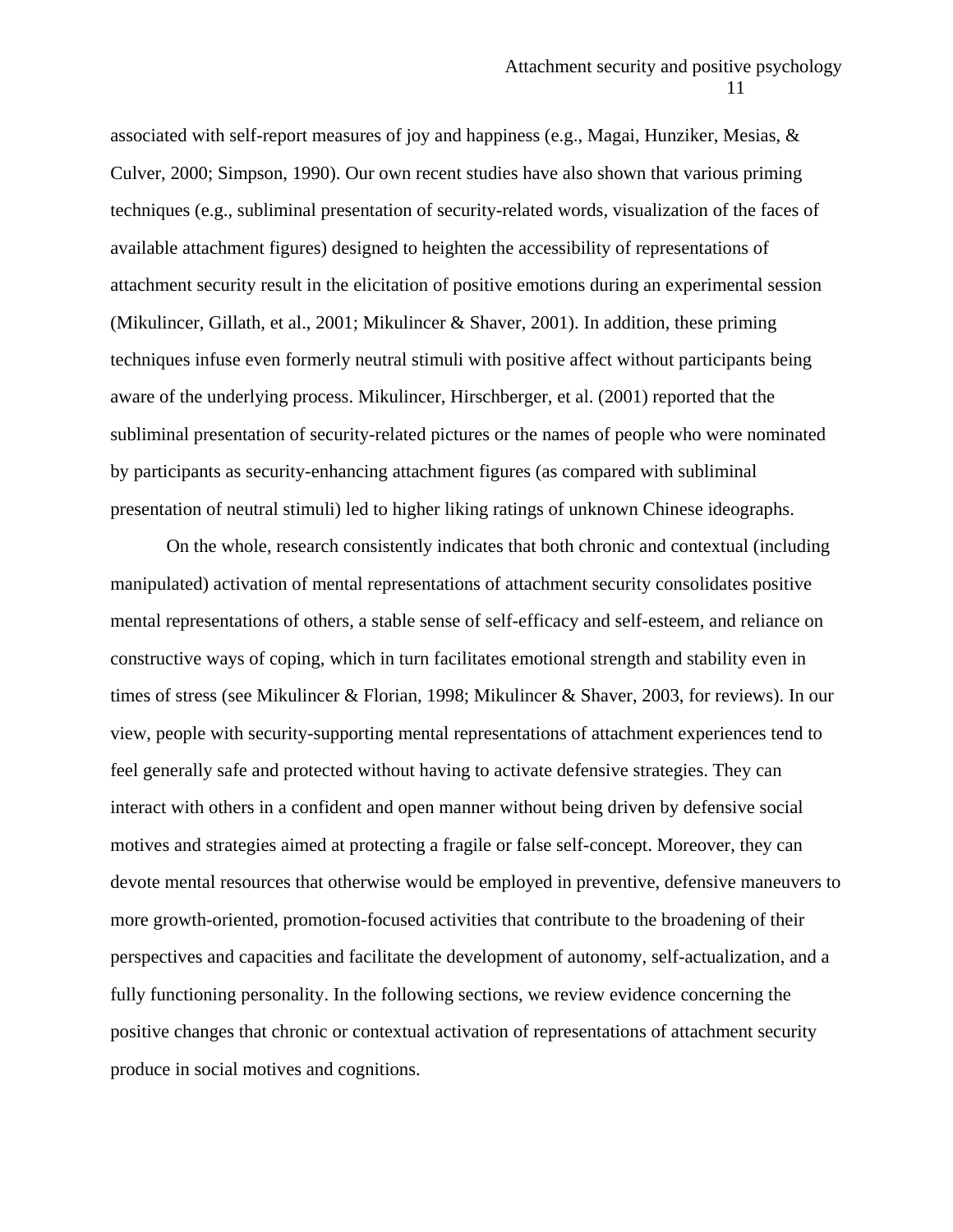associated with self-report measures of joy and happiness (e.g., Magai, Hunziker, Mesias, & Culver, 2000; Simpson, 1990). Our own recent studies have also shown that various priming techniques (e.g., subliminal presentation of security-related words, visualization of the faces of available attachment figures) designed to heighten the accessibility of representations of attachment security result in the elicitation of positive emotions during an experimental session (Mikulincer, Gillath, et al., 2001; Mikulincer & Shaver, 2001). In addition, these priming techniques infuse even formerly neutral stimuli with positive affect without participants being aware of the underlying process. Mikulincer, Hirschberger, et al. (2001) reported that the subliminal presentation of security-related pictures or the names of people who were nominated by participants as security-enhancing attachment figures (as compared with subliminal presentation of neutral stimuli) led to higher liking ratings of unknown Chinese ideographs.

On the whole, research consistently indicates that both chronic and contextual (including manipulated) activation of mental representations of attachment security consolidates positive mental representations of others, a stable sense of self-efficacy and self-esteem, and reliance on constructive ways of coping, which in turn facilitates emotional strength and stability even in times of stress (see Mikulincer & Florian, 1998; Mikulincer & Shaver, 2003, for reviews). In our view, people with security-supporting mental representations of attachment experiences tend to feel generally safe and protected without having to activate defensive strategies. They can interact with others in a confident and open manner without being driven by defensive social motives and strategies aimed at protecting a fragile or false self-concept. Moreover, they can devote mental resources that otherwise would be employed in preventive, defensive maneuvers to more growth-oriented, promotion-focused activities that contribute to the broadening of their perspectives and capacities and facilitate the development of autonomy, self-actualization, and a fully functioning personality. In the following sections, we review evidence concerning the positive changes that chronic or contextual activation of representations of attachment security produce in social motives and cognitions.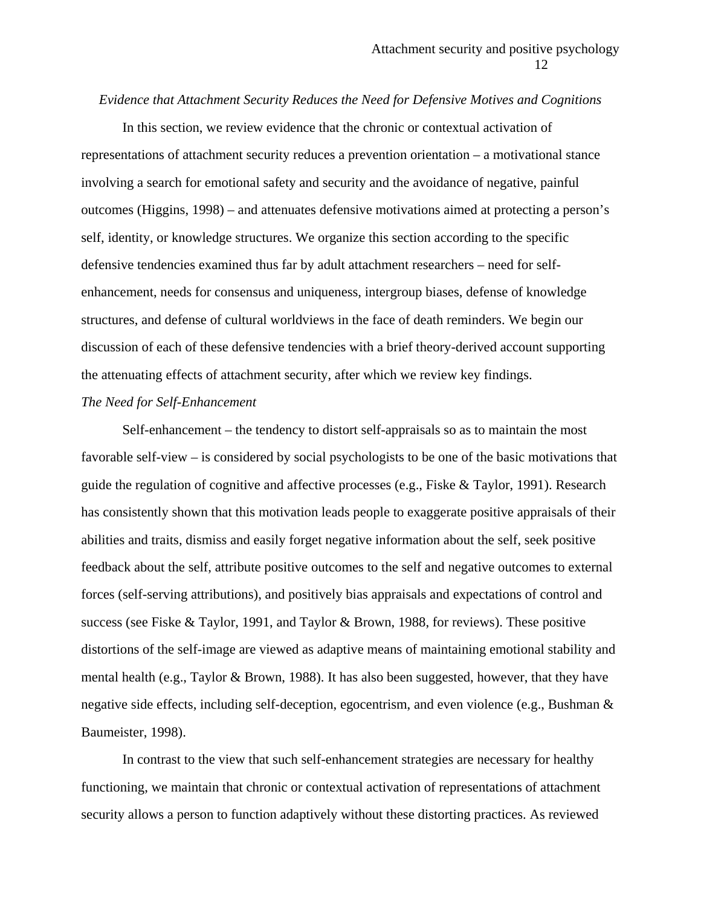*Evidence that Attachment Security Reduces the Need for Defensive Motives and Cognitions*

In this section, we review evidence that the chronic or contextual activation of representations of attachment security reduces a prevention orientation – a motivational stance involving a search for emotional safety and security and the avoidance of negative, painful outcomes (Higgins, 1998) – and attenuates defensive motivations aimed at protecting a person's self, identity, or knowledge structures. We organize this section according to the specific defensive tendencies examined thus far by adult attachment researchers – need for self-enhancement, needs for consensus and uniqueness, intergroup biases, defense of knowledge structures, and defense of cultural worldviews in the face of death reminders. We begin our discussion of each of these defensive tendencies with a brief theory-derived account supporting the attenuating effects of attachment security, after which we review key findings.

*The Need for Self-Enhancement*

Self-enhancement – the tendency to distort self-appraisals so as to maintain the most favorable self-view – is considered by social psychologists to be one of the basic motivations that guide the regulation of cognitive and affective processes (e.g., Fiske & Taylor, 1991). Research has consistently shown that this motivation leads people to exaggerate positive appraisals of their abilities and traits, dismiss and easily forget negative information about the self, seek positive feedback about the self, attribute positive outcomes to the self and negative outcomes to external forces (self-serving attributions), and positively bias appraisals and expectations of control and success (see Fiske & Taylor, 1991, and Taylor & Brown, 1988, for reviews). These positive distortions of the self-image are viewed as adaptive means of maintaining emotional stability and mental health (e.g., Taylor & Brown, 1988). It has also been suggested, however, that they have negative side effects, including self-deception, egocentrism, and even violence (e.g., Bushman & Baumeister, 1998).

In contrast to the view that such self-enhancement strategies are necessary for healthy functioning, we maintain that chronic or contextual activation of representations of attachment security allows a person to function adaptively without these distorting practices. As reviewed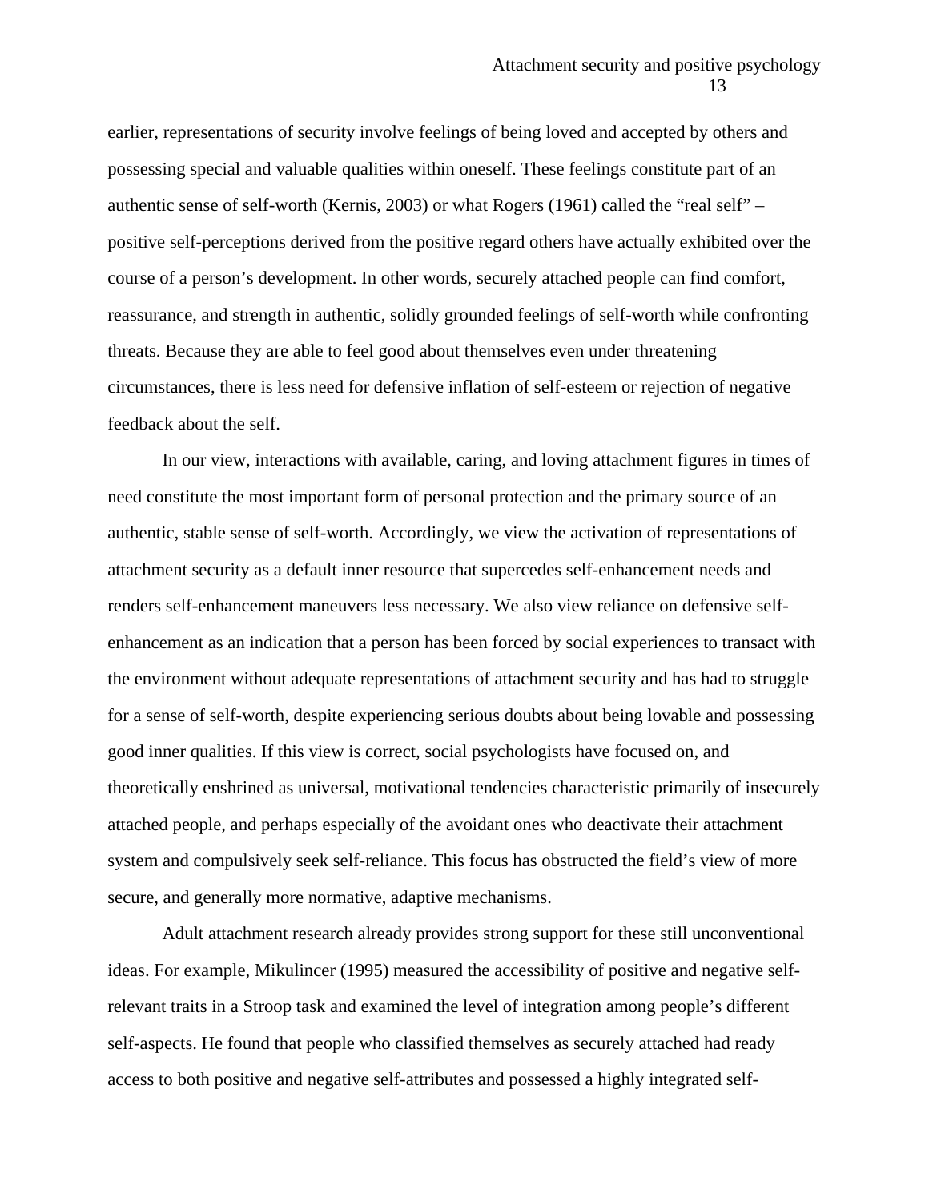earlier, representations of security involve feelings of being loved and accepted by others and possessing special and valuable qualities within oneself. These feelings constitute part of an authentic sense of self-worth (Kernis, 2003) or what Rogers (1961) called the "real self" – positive self-perceptions derived from the positive regard others have actually exhibited over the course of a person's development. In other words, securely attached people can find comfort, reassurance, and strength in authentic, solidly grounded feelings of self-worth while confronting threats. Because they are able to feel good about themselves even under threatening circumstances, there is less need for defensive inflation of self-esteem or rejection of negative feedback about the self.

In our view, interactions with available, caring, and loving attachment figures in times of need constitute the most important form of personal protection and the primary source of an authentic, stable sense of self-worth. Accordingly, we view the activation of representations of attachment security as a default inner resource that supercedes self-enhancement needs and renders self-enhancement maneuvers less necessary. We also view reliance on defensive self-enhancement as an indication that a person has been forced by social experiences to transact with the environment without adequate representations of attachment security and has had to struggle for a sense of self-worth, despite experiencing serious doubts about being lovable and possessing good inner qualities. If this view is correct, social psychologists have focused on, and theoretically enshrined as universal, motivational tendencies characteristic primarily of insecurely attached people, and perhaps especially of the avoidant ones who deactivate their attachment system and compulsively seek self-reliance. This focus has obstructed the field's view of more secure, and generally more normative, adaptive mechanisms.

Adult attachment research already provides strong support for these still unconventional ideas. For example, Mikulincer (1995) measured the accessibility of positive and negative self-relevant traits in a Stroop task and examined the level of integration among people's different self-aspects. He found that people who classified themselves as securely attached had ready access to both positive and negative self-attributes and possessed a highly integrated self-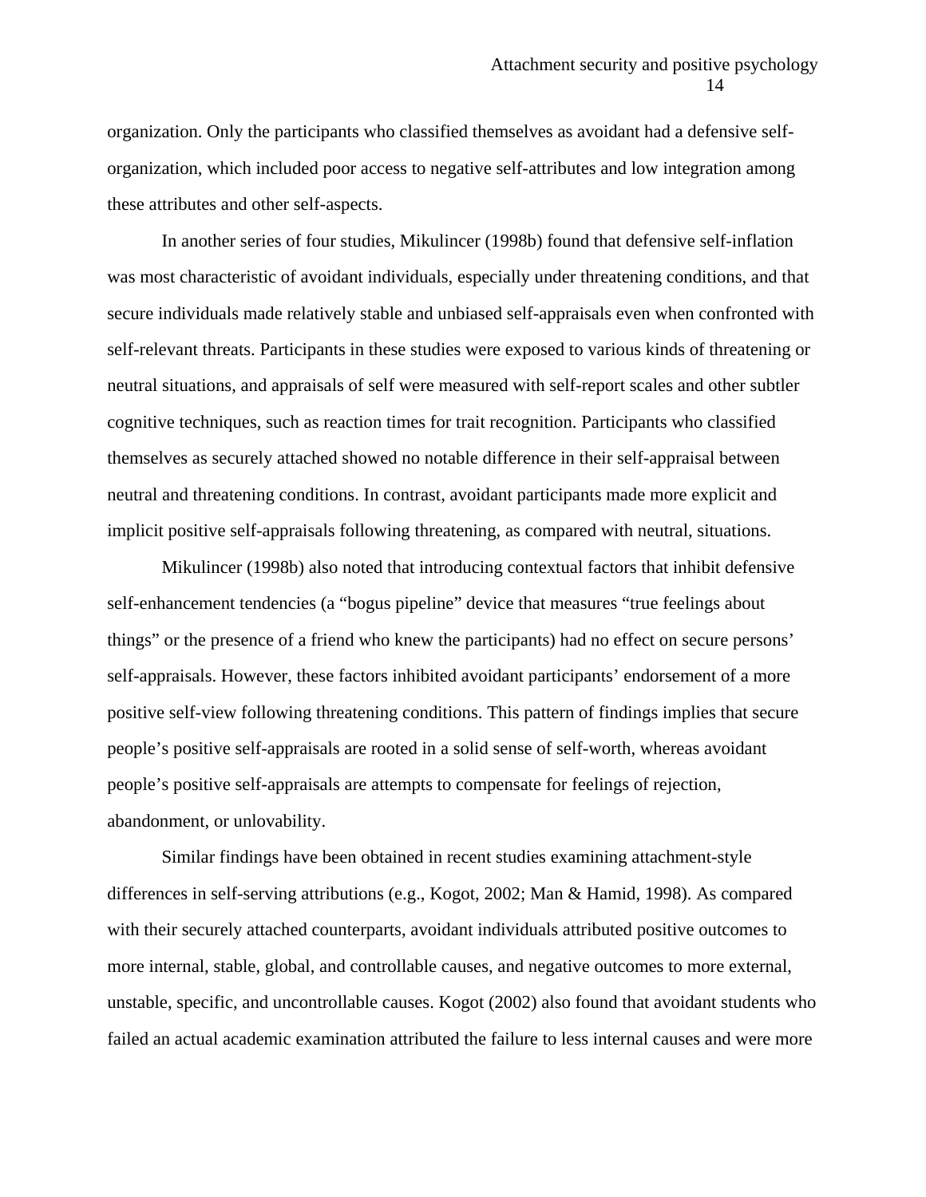organization. Only the participants who classified themselves as avoidant had a defensive self-organization, which included poor access to negative self-attributes and low integration among these attributes and other self-aspects.

In another series of four studies, Mikulincer (1998b) found that defensive self-inflation was most characteristic of avoidant individuals, especially under threatening conditions, and that secure individuals made relatively stable and unbiased self-appraisals even when confronted with self-relevant threats. Participants in these studies were exposed to various kinds of threatening or neutral situations, and appraisals of self were measured with self-report scales and other subtler cognitive techniques, such as reaction times for trait recognition. Participants who classified themselves as securely attached showed no notable difference in their self-appraisal between neutral and threatening conditions. In contrast, avoidant participants made more explicit and implicit positive self-appraisals following threatening, as compared with neutral, situations.

Mikulincer (1998b) also noted that introducing contextual factors that inhibit defensive self-enhancement tendencies (a "bogus pipeline" device that measures "true feelings about things" or the presence of a friend who knew the participants) had no effect on secure persons' self-appraisals. However, these factors inhibited avoidant participants' endorsement of a more positive self-view following threatening conditions. This pattern of findings implies that secure people's positive self-appraisals are rooted in a solid sense of self-worth, whereas avoidant people's positive self-appraisals are attempts to compensate for feelings of rejection, abandonment, or unlovability.

Similar findings have been obtained in recent studies examining attachment-style differences in self-serving attributions (e.g., Kogot, 2002; Man & Hamid, 1998). As compared with their securely attached counterparts, avoidant individuals attributed positive outcomes to more internal, stable, global, and controllable causes, and negative outcomes to more external, unstable, specific, and uncontrollable causes. Kogot (2002) also found that avoidant students who failed an actual academic examination attributed the failure to less internal causes and were more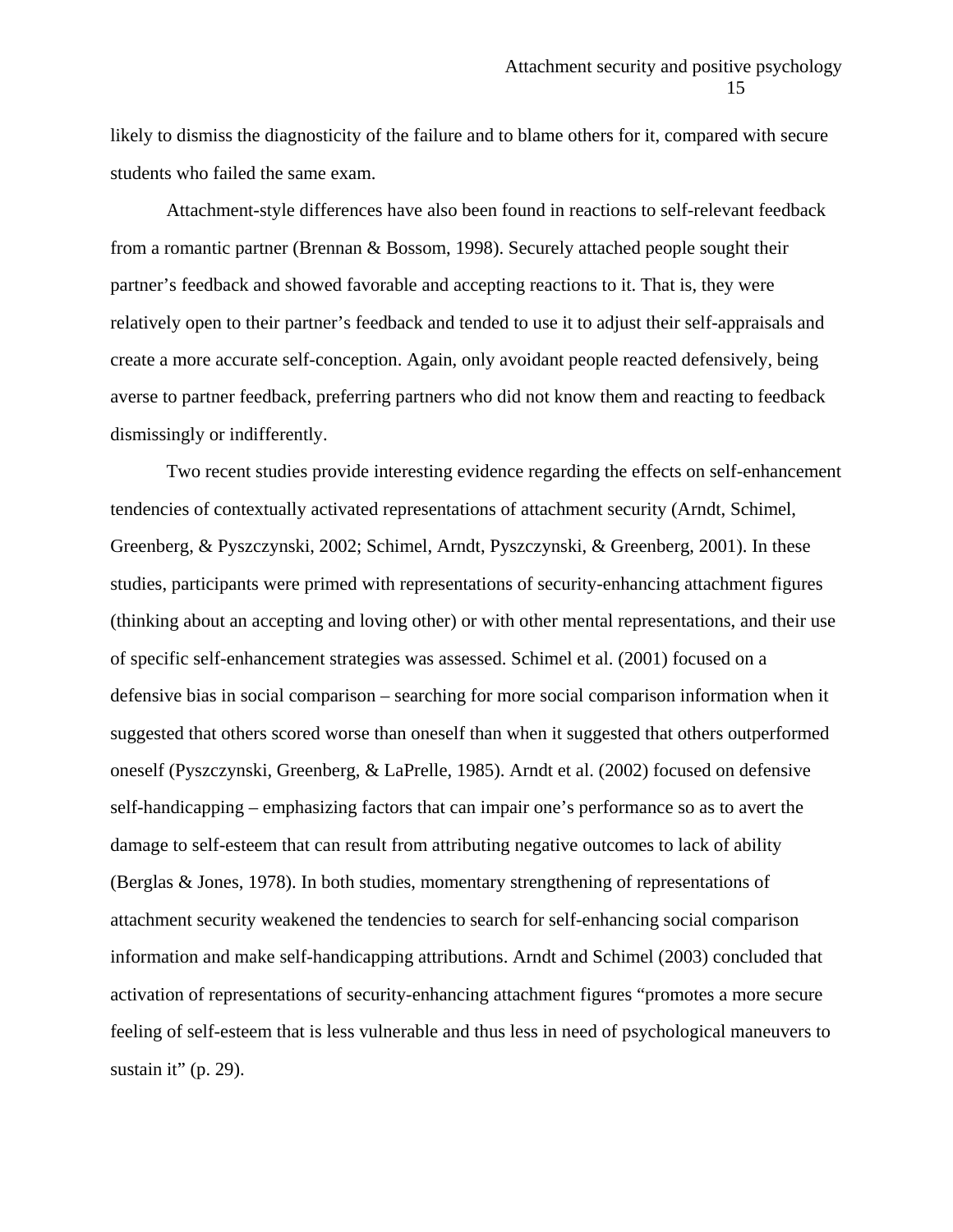likely to dismiss the diagnosticity of the failure and to blame others for it, compared with secure students who failed the same exam.

Attachment-style differences have also been found in reactions to self-relevant feedback from a romantic partner (Brennan & Bossom, 1998). Securely attached people sought their partner's feedback and showed favorable and accepting reactions to it. That is, they were relatively open to their partner's feedback and tended to use it to adjust their self-appraisals and create a more accurate self-conception. Again, only avoidant people reacted defensively, being averse to partner feedback, preferring partners who did not know them and reacting to feedback dismissingly or indifferently.

Two recent studies provide interesting evidence regarding the effects on self-enhancement tendencies of contextually activated representations of attachment security (Arndt, Schimel, Greenberg, & Pyszczynski, 2002; Schimel, Arndt, Pyszczynski, & Greenberg, 2001). In these studies, participants were primed with representations of security-enhancing attachment figures (thinking about an accepting and loving other) or with other mental representations, and their use of specific self-enhancement strategies was assessed. Schimel et al. (2001) focused on a defensive bias in social comparison – searching for more social comparison information when it suggested that others scored worse than oneself than when it suggested that others outperformed oneself (Pyszczynski, Greenberg, & LaPrelle, 1985). Arndt et al. (2002) focused on defensive self-handicapping – emphasizing factors that can impair one's performance so as to avert the damage to self-esteem that can result from attributing negative outcomes to lack of ability (Berglas & Jones, 1978). In both studies, momentary strengthening of representations of attachment security weakened the tendencies to search for self-enhancing social comparison information and make self-handicapping attributions. Arndt and Schimel (2003) concluded that activation of representations of security-enhancing attachment figures "promotes a more secure feeling of self-esteem that is less vulnerable and thus less in need of psychological maneuvers to sustain it" (p. 29).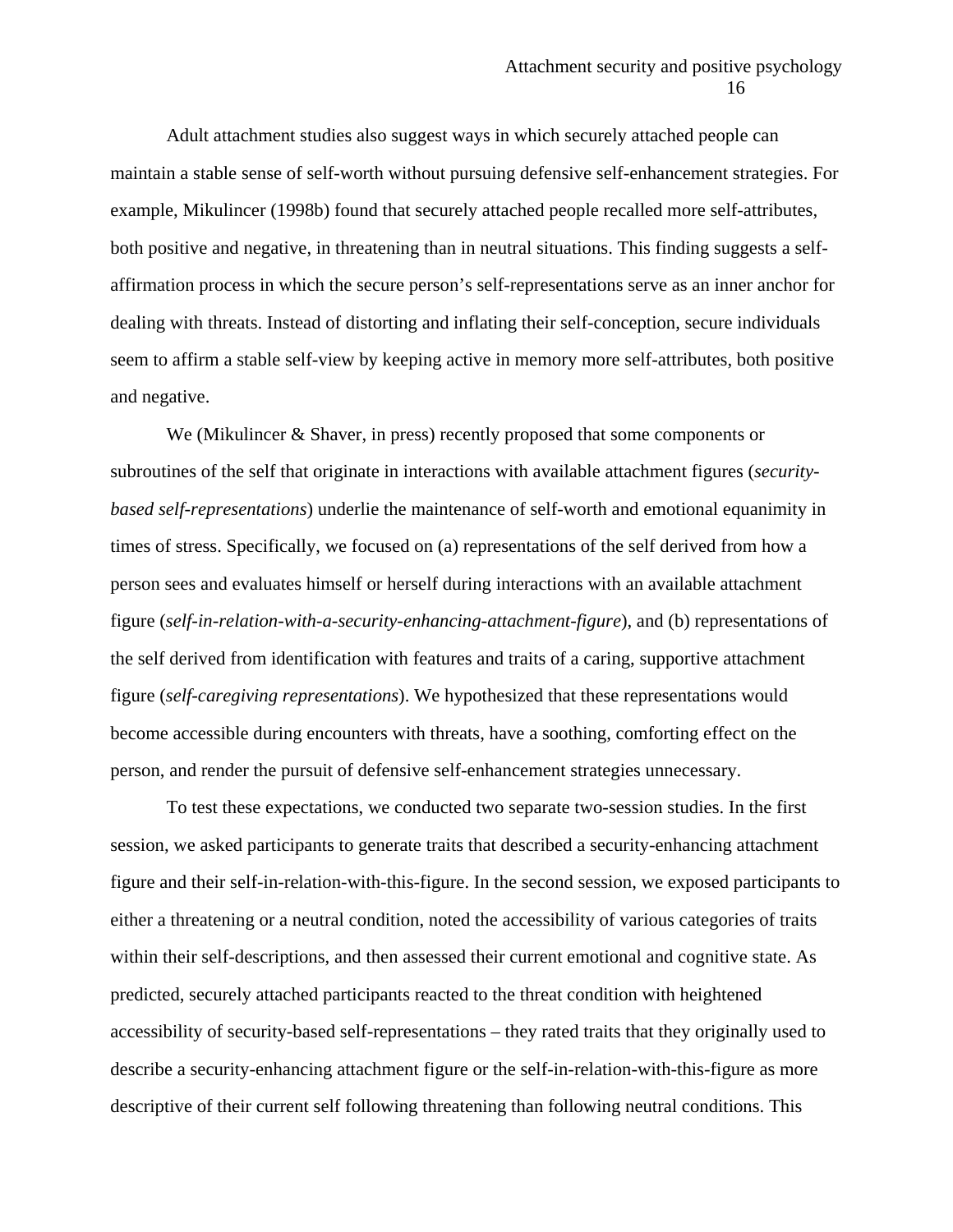Adult attachment studies also suggest ways in which securely attached people can maintain a stable sense of self-worth without pursuing defensive self-enhancement strategies. For example, Mikulincer (1998b) found that securely attached people recalled more self-attributes, both positive and negative, in threatening than in neutral situations. This finding suggests a self-affirmation process in which the secure person's self-representations serve as an inner anchor for dealing with threats. Instead of distorting and inflating their self-conception, secure individuals seem to affirm a stable self-view by keeping active in memory more self-attributes, both positive and negative.

We (Mikulincer & Shaver, in press) recently proposed that some components or subroutines of the self that originate in interactions with available attachment figures (*security-based self-representations*) underlie the maintenance of self-worth and emotional equanimity in times of stress. Specifically, we focused on (a) representations of the self derived from how a person sees and evaluates himself or herself during interactions with an available attachment figure (*self-in-relation-with-a-security-enhancing-attachment-figure*), and (b) representations of the self derived from identification with features and traits of a caring, supportive attachment figure (*self-caregiving representations*). We hypothesized that these representations would become accessible during encounters with threats, have a soothing, comforting effect on the person, and render the pursuit of defensive self-enhancement strategies unnecessary.

To test these expectations, we conducted two separate two-session studies. In the first session, we asked participants to generate traits that described a security-enhancing attachment figure and their self-in-relation-with-this-figure. In the second session, we exposed participants to either a threatening or a neutral condition, noted the accessibility of various categories of traits within their self-descriptions, and then assessed their current emotional and cognitive state. As predicted, securely attached participants reacted to the threat condition with heightened accessibility of security-based self-representations – they rated traits that they originally used to describe a security-enhancing attachment figure or the self-in-relation-with-this-figure as more descriptive of their current self following threatening than following neutral conditions. This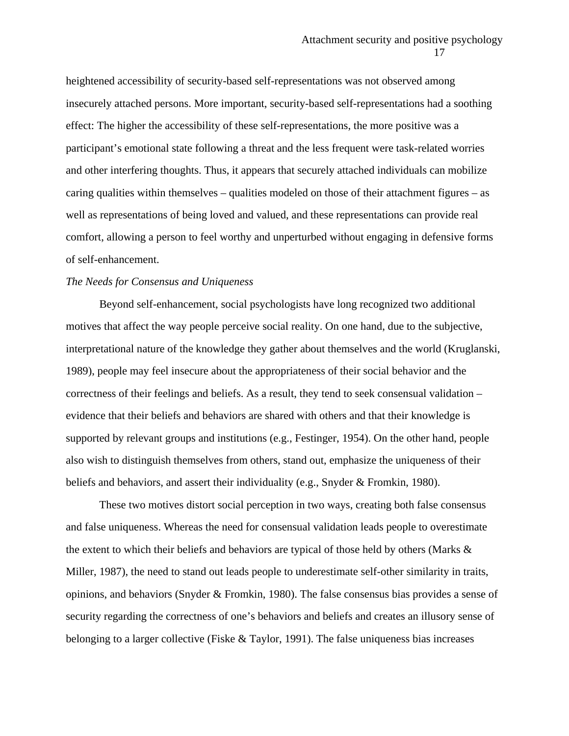heightened accessibility of security-based self-representations was not observed among insecurely attached persons. More important, security-based self-representations had a soothing effect: The higher the accessibility of these self-representations, the more positive was a participant's emotional state following a threat and the less frequent were task-related worries and other interfering thoughts. Thus, it appears that securely attached individuals can mobilize caring qualities within themselves – qualities modeled on those of their attachment figures – as well as representations of being loved and valued, and these representations can provide real comfort, allowing a person to feel worthy and unperturbed without engaging in defensive forms of self-enhancement.

*The Needs for Consensus and Uniqueness*

Beyond self-enhancement, social psychologists have long recognized two additional motives that affect the way people perceive social reality. On one hand, due to the subjective, interpretational nature of the knowledge they gather about themselves and the world (Kruglanski, 1989), people may feel insecure about the appropriateness of their social behavior and the correctness of their feelings and beliefs. As a result, they tend to seek consensual validation – evidence that their beliefs and behaviors are shared with others and that their knowledge is supported by relevant groups and institutions (e.g., Festinger, 1954). On the other hand, people also wish to distinguish themselves from others, stand out, emphasize the uniqueness of their beliefs and behaviors, and assert their individuality (e.g., Snyder & Fromkin, 1980).

These two motives distort social perception in two ways, creating both false consensus and false uniqueness. Whereas the need for consensual validation leads people to overestimate the extent to which their beliefs and behaviors are typical of those held by others (Marks & Miller, 1987), the need to stand out leads people to underestimate self-other similarity in traits, opinions, and behaviors (Snyder & Fromkin, 1980). The false consensus bias provides a sense of security regarding the correctness of one's behaviors and beliefs and creates an illusory sense of belonging to a larger collective (Fiske & Taylor, 1991). The false uniqueness bias increases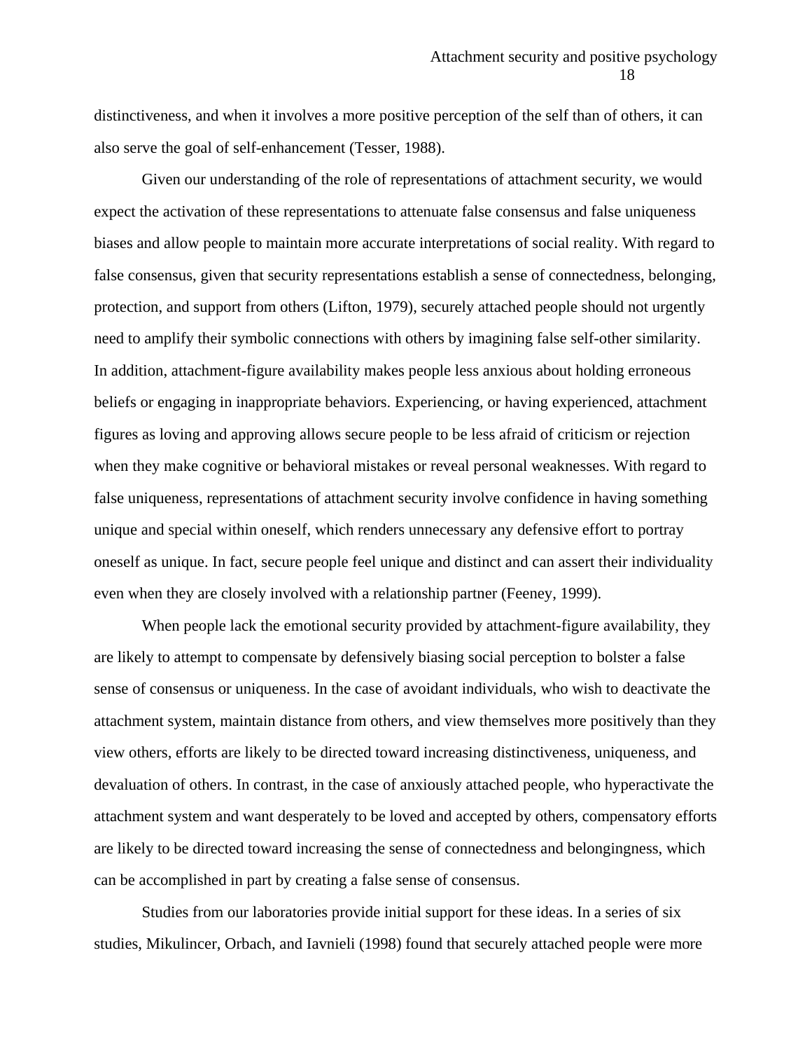distinctiveness, and when it involves a more positive perception of the self than of others, it can also serve the goal of self-enhancement (Tesser, 1988).

Given our understanding of the role of representations of attachment security, we would expect the activation of these representations to attenuate false consensus and false uniqueness biases and allow people to maintain more accurate interpretations of social reality. With regard to false consensus, given that security representations establish a sense of connectedness, belonging, protection, and support from others (Lifton, 1979), securely attached people should not urgently need to amplify their symbolic connections with others by imagining false self-other similarity. In addition, attachment-figure availability makes people less anxious about holding erroneous beliefs or engaging in inappropriate behaviors. Experiencing, or having experienced, attachment figures as loving and approving allows secure people to be less afraid of criticism or rejection when they make cognitive or behavioral mistakes or reveal personal weaknesses. With regard to false uniqueness, representations of attachment security involve confidence in having something unique and special within oneself, which renders unnecessary any defensive effort to portray oneself as unique. In fact, secure people feel unique and distinct and can assert their individuality even when they are closely involved with a relationship partner (Feeney, 1999).

When people lack the emotional security provided by attachment-figure availability, they are likely to attempt to compensate by defensively biasing social perception to bolster a false sense of consensus or uniqueness. In the case of avoidant individuals, who wish to deactivate the attachment system, maintain distance from others, and view themselves more positively than they view others, efforts are likely to be directed toward increasing distinctiveness, uniqueness, and devaluation of others. In contrast, in the case of anxiously attached people, who hyperactivate the attachment system and want desperately to be loved and accepted by others, compensatory efforts are likely to be directed toward increasing the sense of connectedness and belongingness, which can be accomplished in part by creating a false sense of consensus.

Studies from our laboratories provide initial support for these ideas. In a series of six studies, Mikulincer, Orbach, and Iavnieli (1998) found that securely attached people were more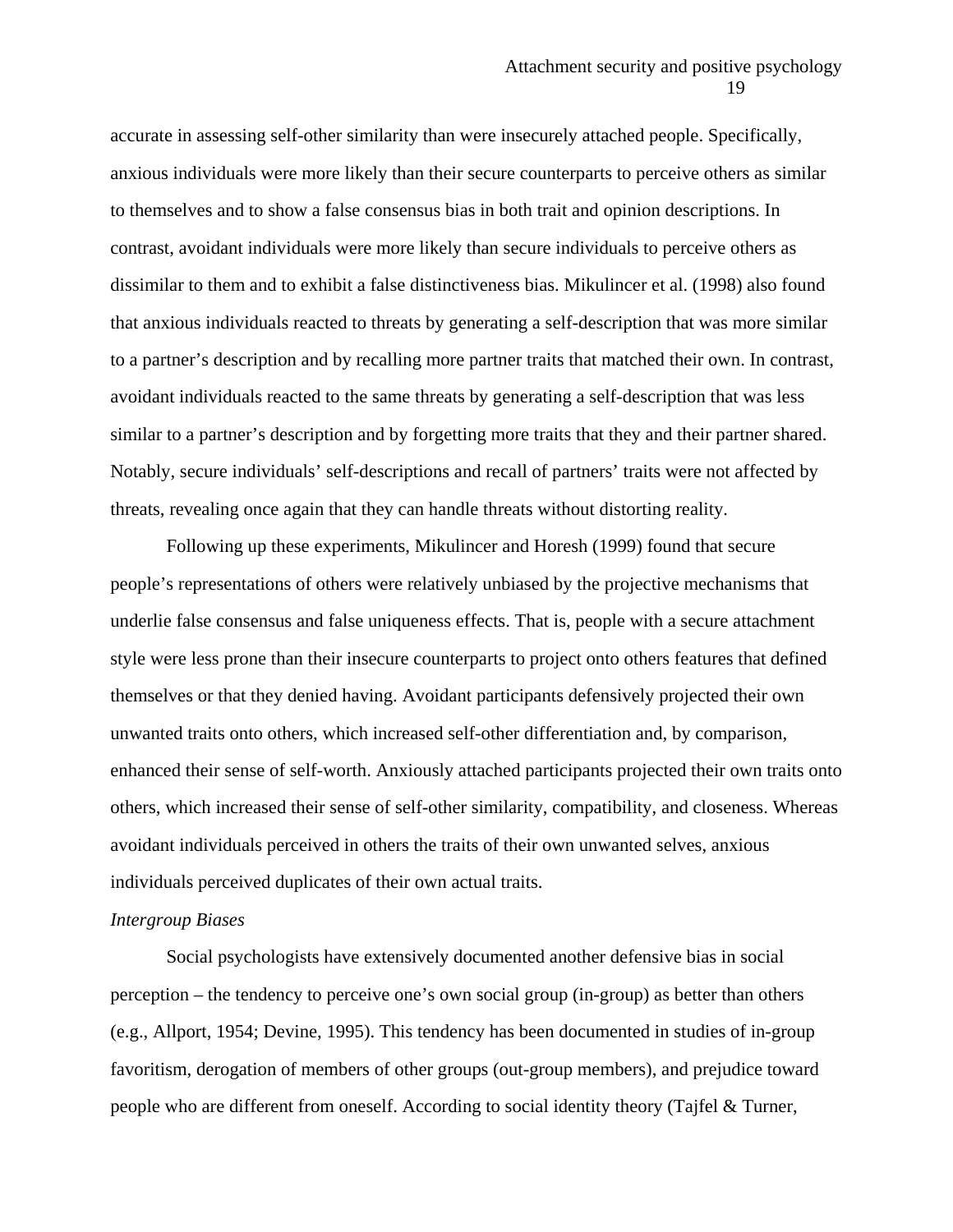accurate in assessing self-other similarity than were insecurely attached people. Specifically, anxious individuals were more likely than their secure counterparts to perceive others as similar to themselves and to show a false consensus bias in both trait and opinion descriptions. In contrast, avoidant individuals were more likely than secure individuals to perceive others as dissimilar to them and to exhibit a false distinctiveness bias. Mikulincer et al. (1998) also found that anxious individuals reacted to threats by generating a self-description that was more similar to a partner's description and by recalling more partner traits that matched their own. In contrast, avoidant individuals reacted to the same threats by generating a self-description that was less similar to a partner's description and by forgetting more traits that they and their partner shared. Notably, secure individuals' self-descriptions and recall of partners' traits were not affected by threats, revealing once again that they can handle threats without distorting reality.

Following up these experiments, Mikulincer and Horesh (1999) found that secure people's representations of others were relatively unbiased by the projective mechanisms that underlie false consensus and false uniqueness effects. That is, people with a secure attachment style were less prone than their insecure counterparts to project onto others features that defined themselves or that they denied having. Avoidant participants defensively projected their own unwanted traits onto others, which increased self-other differentiation and, by comparison, enhanced their sense of self-worth. Anxiously attached participants projected their own traits onto others, which increased their sense of self-other similarity, compatibility, and closeness. Whereas avoidant individuals perceived in others the traits of their own unwanted selves, anxious individuals perceived duplicates of their own actual traits.

*Intergroup Biases*

Social psychologists have extensively documented another defensive bias in social perception – the tendency to perceive one's own social group (in-group) as better than others (e.g., Allport, 1954; Devine, 1995). This tendency has been documented in studies of in-group favoritism, derogation of members of other groups (out-group members), and prejudice toward people who are different from oneself. According to social identity theory (Tajfel & Turner,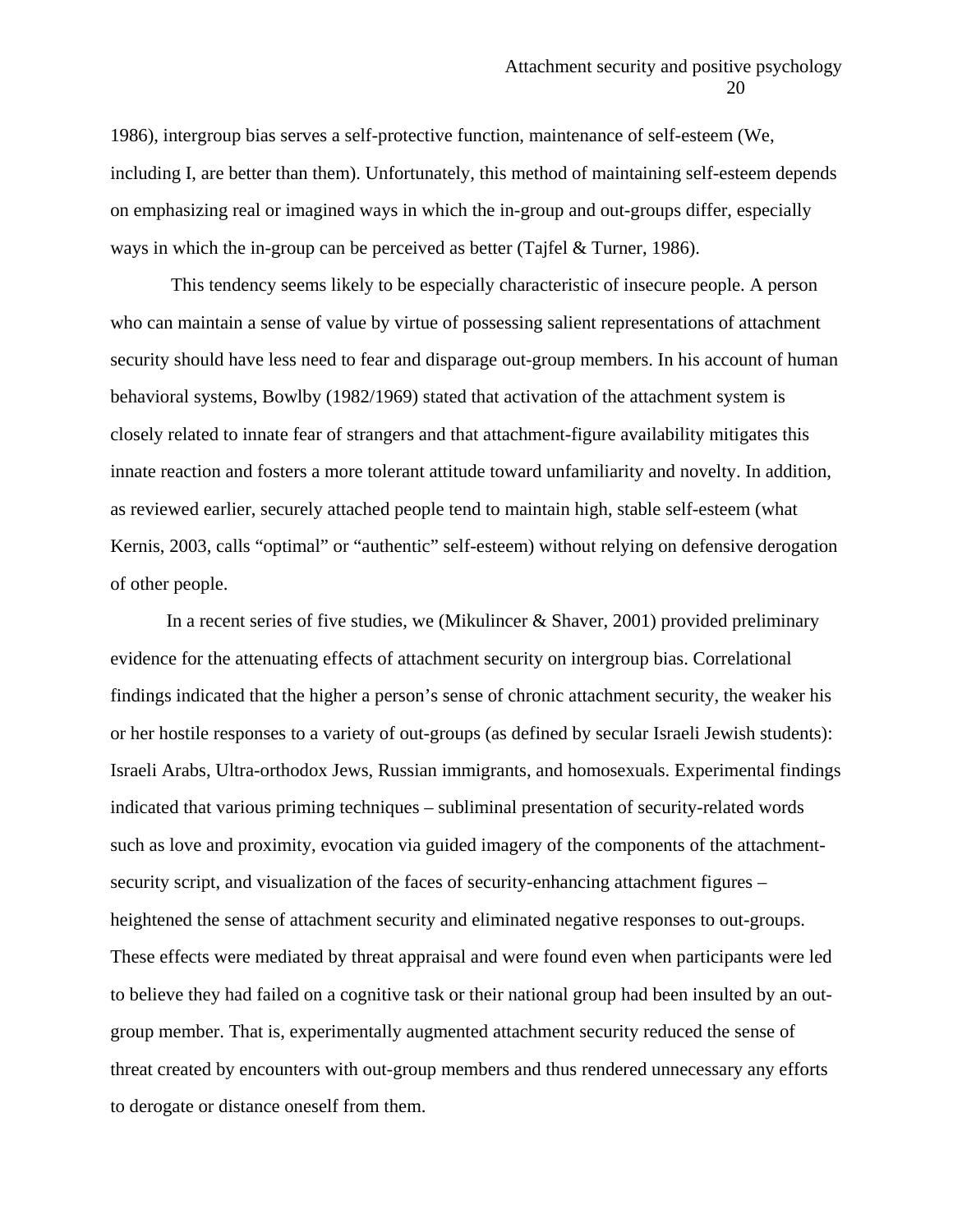1986), intergroup bias serves a self-protective function, maintenance of self-esteem (We, including I, are better than them). Unfortunately, this method of maintaining self-esteem depends on emphasizing real or imagined ways in which the in-group and out-groups differ, especially ways in which the in-group can be perceived as better (Tajfel & Turner, 1986).

This tendency seems likely to be especially characteristic of insecure people. A person who can maintain a sense of value by virtue of possessing salient representations of attachment security should have less need to fear and disparage out-group members. In his account of human behavioral systems, Bowlby (1982/1969) stated that activation of the attachment system is closely related to innate fear of strangers and that attachment-figure availability mitigates this innate reaction and fosters a more tolerant attitude toward unfamiliarity and novelty. In addition, as reviewed earlier, securely attached people tend to maintain high, stable self-esteem (what Kernis, 2003, calls "optimal" or "authentic" self-esteem) without relying on defensive derogation of other people.

In a recent series of five studies, we (Mikulincer & Shaver, 2001) provided preliminary evidence for the attenuating effects of attachment security on intergroup bias. Correlational findings indicated that the higher a person's sense of chronic attachment security, the weaker his or her hostile responses to a variety of out-groups (as defined by secular Israeli Jewish students): Israeli Arabs, Ultra-orthodox Jews, Russian immigrants, and homosexuals. Experimental findings indicated that various priming techniques – subliminal presentation of security-related words such as love and proximity, evocation via guided imagery of the components of the attachment-security script, and visualization of the faces of security-enhancing attachment figures – heightened the sense of attachment security and eliminated negative responses to out-groups. These effects were mediated by threat appraisal and were found even when participants were led to believe they had failed on a cognitive task or their national group had been insulted by an out-group member. That is, experimentally augmented attachment security reduced the sense of threat created by encounters with out-group members and thus rendered unnecessary any efforts to derogate or distance oneself from them.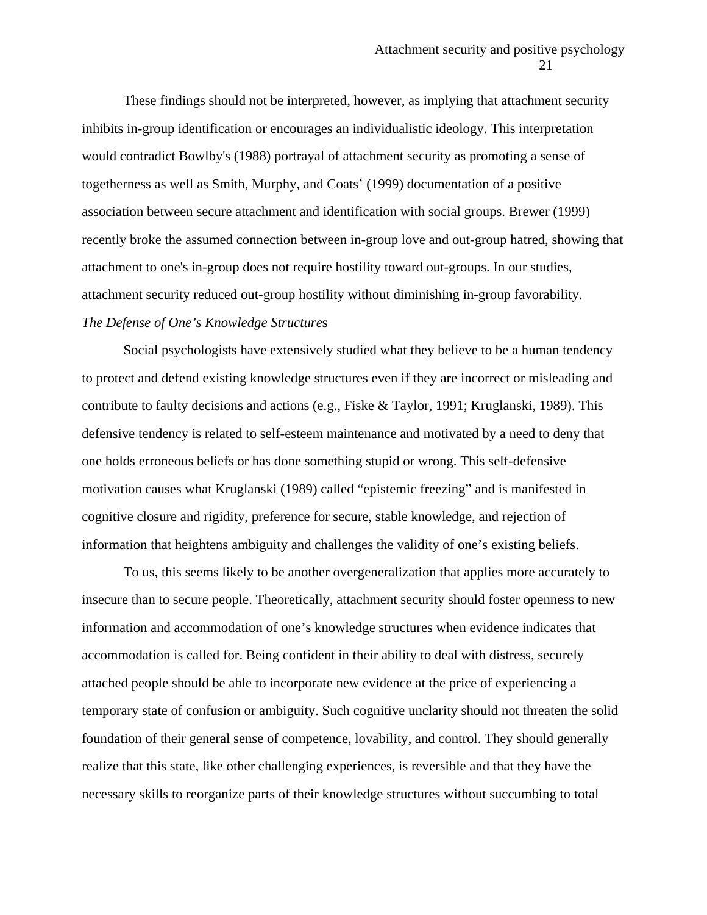These findings should not be interpreted, however, as implying that attachment security inhibits in-group identification or encourages an individualistic ideology. This interpretation would contradict Bowlby's (1988) portrayal of attachment security as promoting a sense of togetherness as well as Smith, Murphy, and Coats' (1999) documentation of a positive association between secure attachment and identification with social groups. Brewer (1999) recently broke the assumed connection between in-group love and out-group hatred, showing that attachment to one's in-group does not require hostility toward out-groups. In our studies, attachment security reduced out-group hostility without diminishing in-group favorability.

*The Defense of One's Knowledge Structures*

Social psychologists have extensively studied what they believe to be a human tendency to protect and defend existing knowledge structures even if they are incorrect or misleading and contribute to faulty decisions and actions (e.g., Fiske & Taylor, 1991; Kruglanski, 1989). This defensive tendency is related to self-esteem maintenance and motivated by a need to deny that one holds erroneous beliefs or has done something stupid or wrong. This self-defensive motivation causes what Kruglanski (1989) called "epistemic freezing" and is manifested in cognitive closure and rigidity, preference for secure, stable knowledge, and rejection of information that heightens ambiguity and challenges the validity of one's existing beliefs.

To us, this seems likely to be another overgeneralization that applies more accurately to insecure than to secure people. Theoretically, attachment security should foster openness to new information and accommodation of one's knowledge structures when evidence indicates that accommodation is called for. Being confident in their ability to deal with distress, securely attached people should be able to incorporate new evidence at the price of experiencing a temporary state of confusion or ambiguity. Such cognitive unclarity should not threaten the solid foundation of their general sense of competence, lovability, and control. They should generally realize that this state, like other challenging experiences, is reversible and that they have the necessary skills to reorganize parts of their knowledge structures without succumbing to total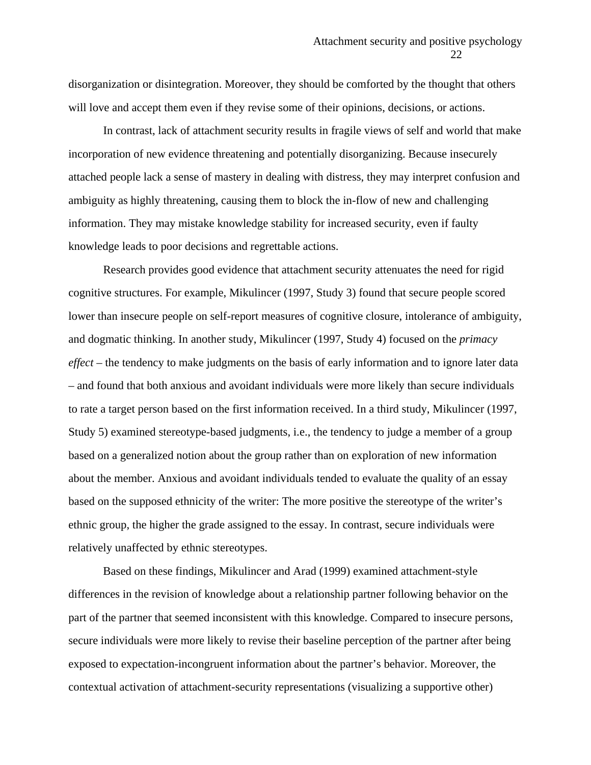disorganization or disintegration. Moreover, they should be comforted by the thought that others will love and accept them even if they revise some of their opinions, decisions, or actions.

In contrast, lack of attachment security results in fragile views of self and world that make incorporation of new evidence threatening and potentially disorganizing. Because insecurely attached people lack a sense of mastery in dealing with distress, they may interpret confusion and ambiguity as highly threatening, causing them to block the in-flow of new and challenging information. They may mistake knowledge stability for increased security, even if faulty knowledge leads to poor decisions and regrettable actions.

Research provides good evidence that attachment security attenuates the need for rigid cognitive structures. For example, Mikulincer (1997, Study 3) found that secure people scored lower than insecure people on self-report measures of cognitive closure, intolerance of ambiguity, and dogmatic thinking. In another study, Mikulincer (1997, Study 4) focused on the *primacy effect* – the tendency to make judgments on the basis of early information and to ignore later data – and found that both anxious and avoidant individuals were more likely than secure individuals to rate a target person based on the first information received. In a third study, Mikulincer (1997, Study 5) examined stereotype-based judgments, i.e., the tendency to judge a member of a group based on a generalized notion about the group rather than on exploration of new information about the member. Anxious and avoidant individuals tended to evaluate the quality of an essay based on the supposed ethnicity of the writer: The more positive the stereotype of the writer's ethnic group, the higher the grade assigned to the essay. In contrast, secure individuals were relatively unaffected by ethnic stereotypes.

Based on these findings, Mikulincer and Arad (1999) examined attachment-style differences in the revision of knowledge about a relationship partner following behavior on the part of the partner that seemed inconsistent with this knowledge. Compared to insecure persons, secure individuals were more likely to revise their baseline perception of the partner after being exposed to expectation-incongruent information about the partner's behavior. Moreover, the contextual activation of attachment-security representations (visualizing a supportive other)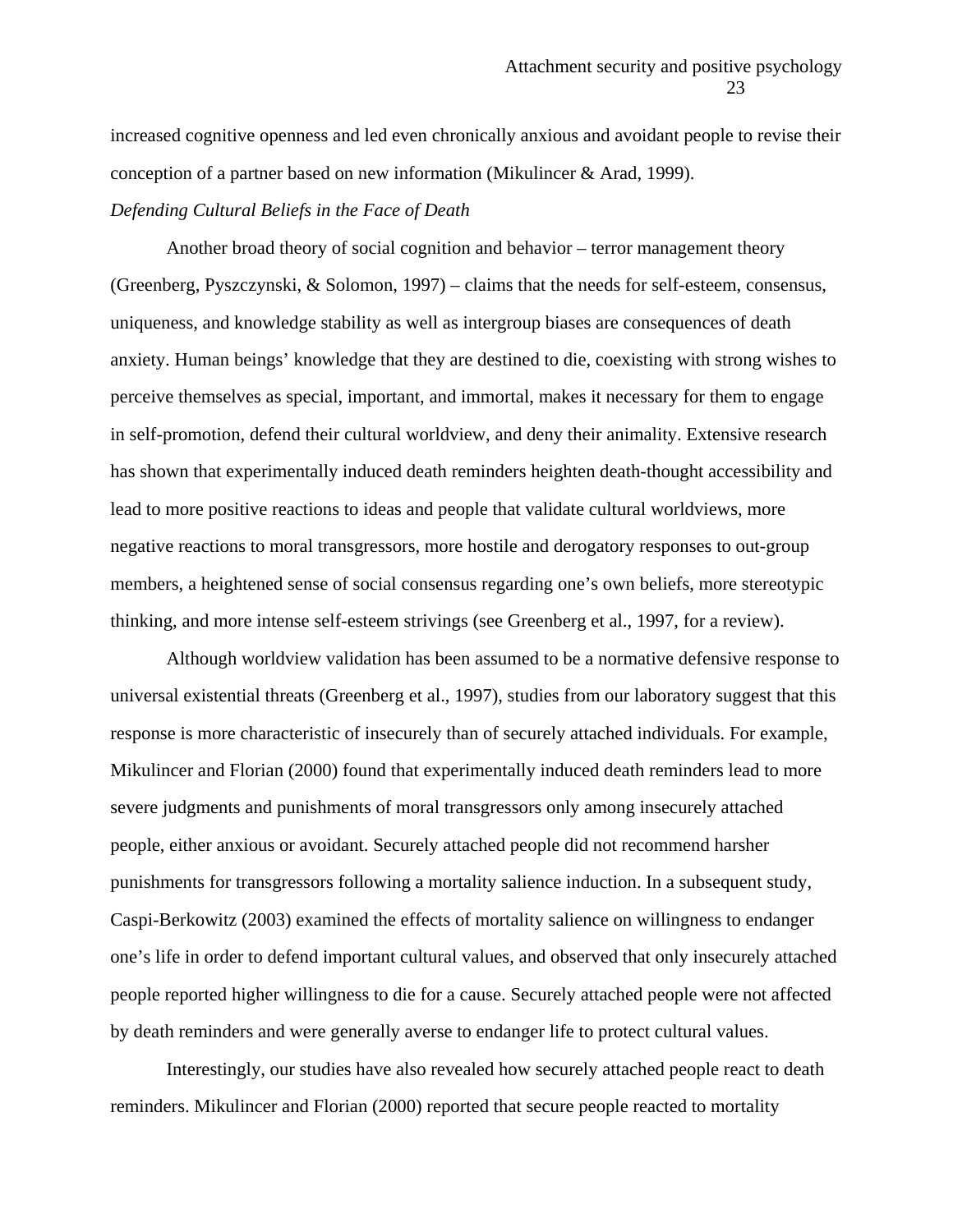increased cognitive openness and led even chronically anxious and avoidant people to revise their conception of a partner based on new information (Mikulincer & Arad, 1999).

*Defending Cultural Beliefs in the Face of Death*

Another broad theory of social cognition and behavior – terror management theory (Greenberg, Pyszczynski, & Solomon, 1997) – claims that the needs for self-esteem, consensus, uniqueness, and knowledge stability as well as intergroup biases are consequences of death anxiety. Human beings' knowledge that they are destined to die, coexisting with strong wishes to perceive themselves as special, important, and immortal, makes it necessary for them to engage in self-promotion, defend their cultural worldview, and deny their animality. Extensive research has shown that experimentally induced death reminders heighten death-thought accessibility and lead to more positive reactions to ideas and people that validate cultural worldviews, more negative reactions to moral transgressors, more hostile and derogatory responses to out-group members, a heightened sense of social consensus regarding one's own beliefs, more stereotypic thinking, and more intense self-esteem strivings (see Greenberg et al., 1997, for a review).

Although worldview validation has been assumed to be a normative defensive response to universal existential threats (Greenberg et al., 1997), studies from our laboratory suggest that this response is more characteristic of insecurely than of securely attached individuals. For example, Mikulincer and Florian (2000) found that experimentally induced death reminders lead to more severe judgments and punishments of moral transgressors only among insecurely attached people, either anxious or avoidant. Securely attached people did not recommend harsher punishments for transgressors following a mortality salience induction. In a subsequent study, Caspi-Berkowitz (2003) examined the effects of mortality salience on willingness to endanger one's life in order to defend important cultural values, and observed that only insecurely attached people reported higher willingness to die for a cause. Securely attached people were not affected by death reminders and were generally averse to endanger life to protect cultural values.

Interestingly, our studies have also revealed how securely attached people react to death reminders. Mikulincer and Florian (2000) reported that secure people reacted to mortality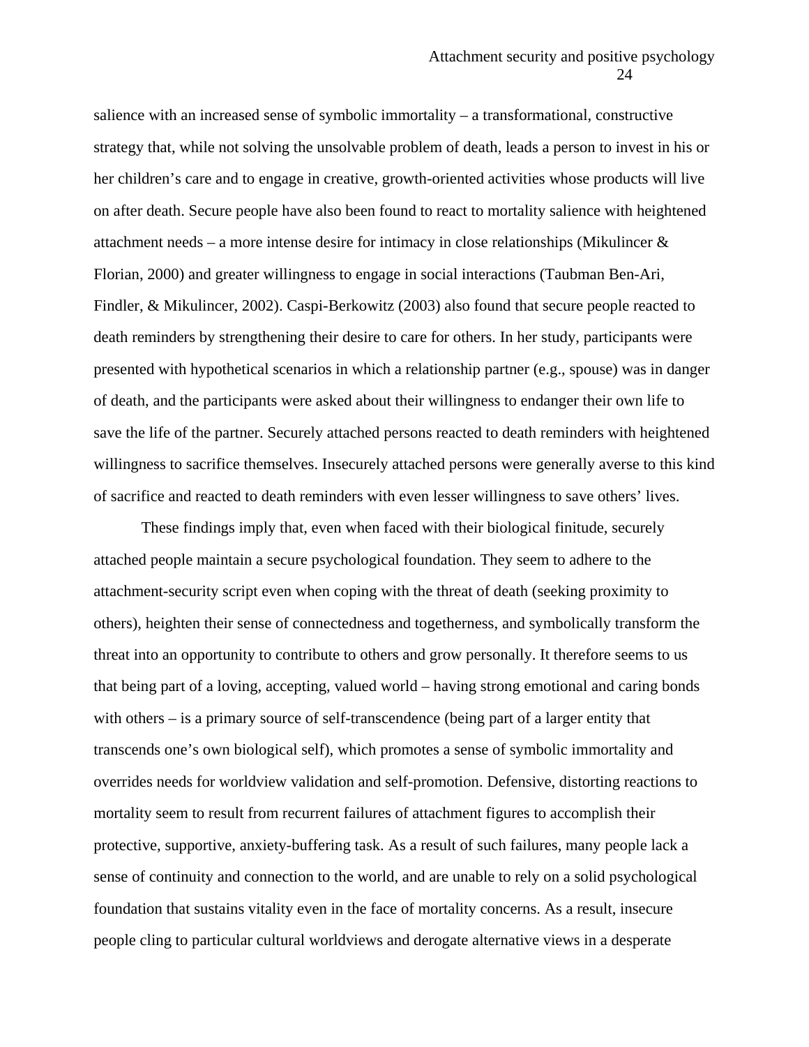salience with an increased sense of symbolic immortality – a transformational, constructive strategy that, while not solving the unsolvable problem of death, leads a person to invest in his or her children's care and to engage in creative, growth-oriented activities whose products will live on after death. Secure people have also been found to react to mortality salience with heightened attachment needs – a more intense desire for intimacy in close relationships (Mikulincer & Florian, 2000) and greater willingness to engage in social interactions (Taubman Ben-Ari, Findler, & Mikulincer, 2002). Caspi-Berkowitz (2003) also found that secure people reacted to death reminders by strengthening their desire to care for others. In her study, participants were presented with hypothetical scenarios in which a relationship partner (e.g., spouse) was in danger of death, and the participants were asked about their willingness to endanger their own life to save the life of the partner. Securely attached persons reacted to death reminders with heightened willingness to sacrifice themselves. Insecurely attached persons were generally averse to this kind of sacrifice and reacted to death reminders with even lesser willingness to save others' lives.

These findings imply that, even when faced with their biological finitude, securely attached people maintain a secure psychological foundation. They seem to adhere to the attachment-security script even when coping with the threat of death (seeking proximity to others), heighten their sense of connectedness and togetherness, and symbolically transform the threat into an opportunity to contribute to others and grow personally. It therefore seems to us that being part of a loving, accepting, valued world – having strong emotional and caring bonds with others – is a primary source of self-transcendence (being part of a larger entity that transcends one's own biological self), which promotes a sense of symbolic immortality and overrides needs for worldview validation and self-promotion. Defensive, distorting reactions to mortality seem to result from recurrent failures of attachment figures to accomplish their protective, supportive, anxiety-buffering task. As a result of such failures, many people lack a sense of continuity and connection to the world, and are unable to rely on a solid psychological foundation that sustains vitality even in the face of mortality concerns. As a result, insecure people cling to particular cultural worldviews and derogate alternative views in a desperate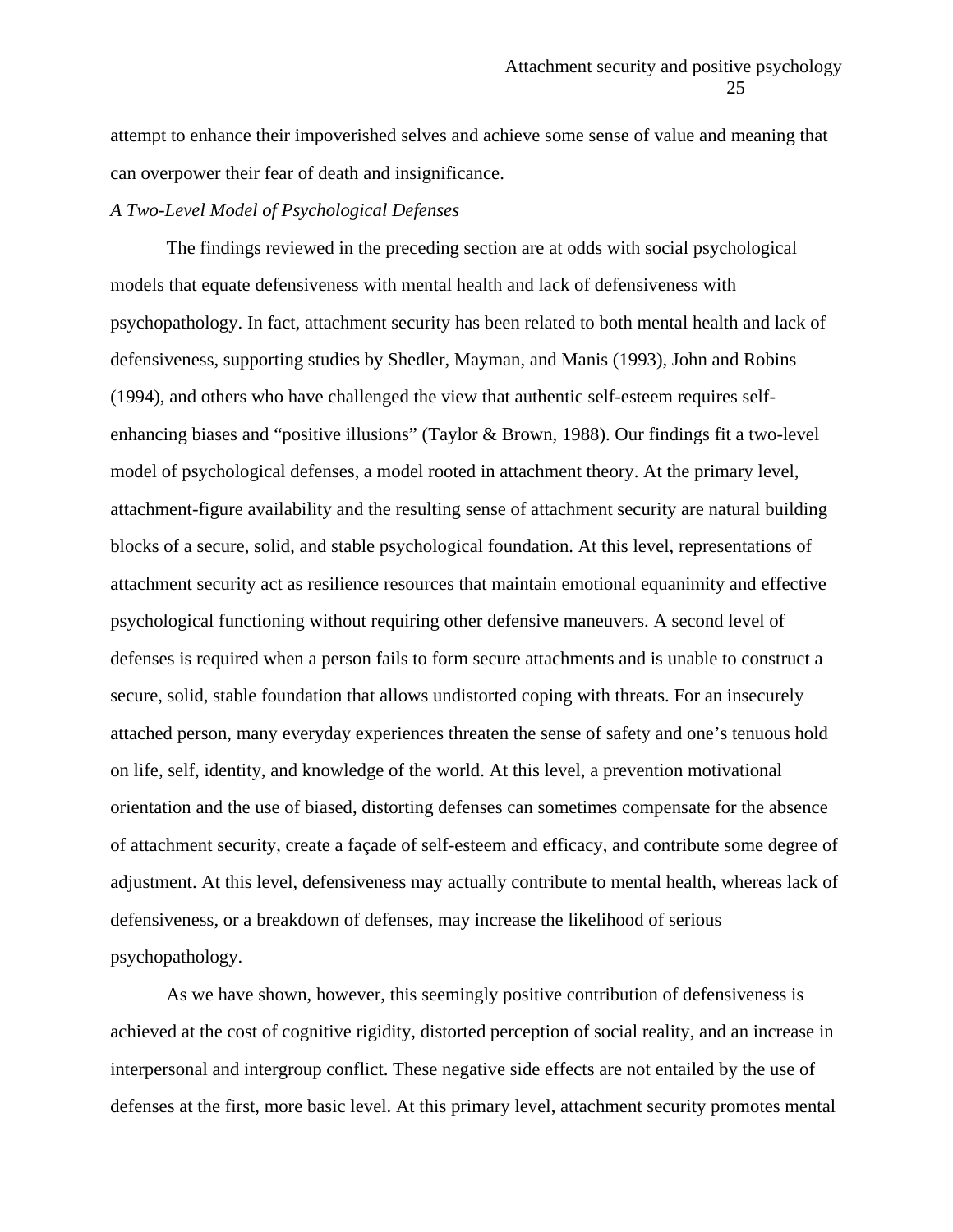attempt to enhance their impoverished selves and achieve some sense of value and meaning that can overpower their fear of death and insignificance.

*A Two-Level Model of Psychological Defenses*

The findings reviewed in the preceding section are at odds with social psychological models that equate defensiveness with mental health and lack of defensiveness with psychopathology. In fact, attachment security has been related to both mental health and lack of defensiveness, supporting studies by Shedler, Mayman, and Manis (1993), John and Robins (1994), and others who have challenged the view that authentic self-esteem requires self-enhancing biases and "positive illusions" (Taylor & Brown, 1988). Our findings fit a two-level model of psychological defenses, a model rooted in attachment theory. At the primary level, attachment-figure availability and the resulting sense of attachment security are natural building blocks of a secure, solid, and stable psychological foundation. At this level, representations of attachment security act as resilience resources that maintain emotional equanimity and effective psychological functioning without requiring other defensive maneuvers. A second level of defenses is required when a person fails to form secure attachments and is unable to construct a secure, solid, stable foundation that allows undistorted coping with threats. For an insecurely attached person, many everyday experiences threaten the sense of safety and one's tenuous hold on life, self, identity, and knowledge of the world. At this level, a prevention motivational orientation and the use of biased, distorting defenses can sometimes compensate for the absence of attachment security, create a façade of self-esteem and efficacy, and contribute some degree of adjustment. At this level, defensiveness may actually contribute to mental health, whereas lack of defensiveness, or a breakdown of defenses, may increase the likelihood of serious psychopathology.

As we have shown, however, this seemingly positive contribution of defensiveness is achieved at the cost of cognitive rigidity, distorted perception of social reality, and an increase in interpersonal and intergroup conflict. These negative side effects are not entailed by the use of defenses at the first, more basic level. At this primary level, attachment security promotes mental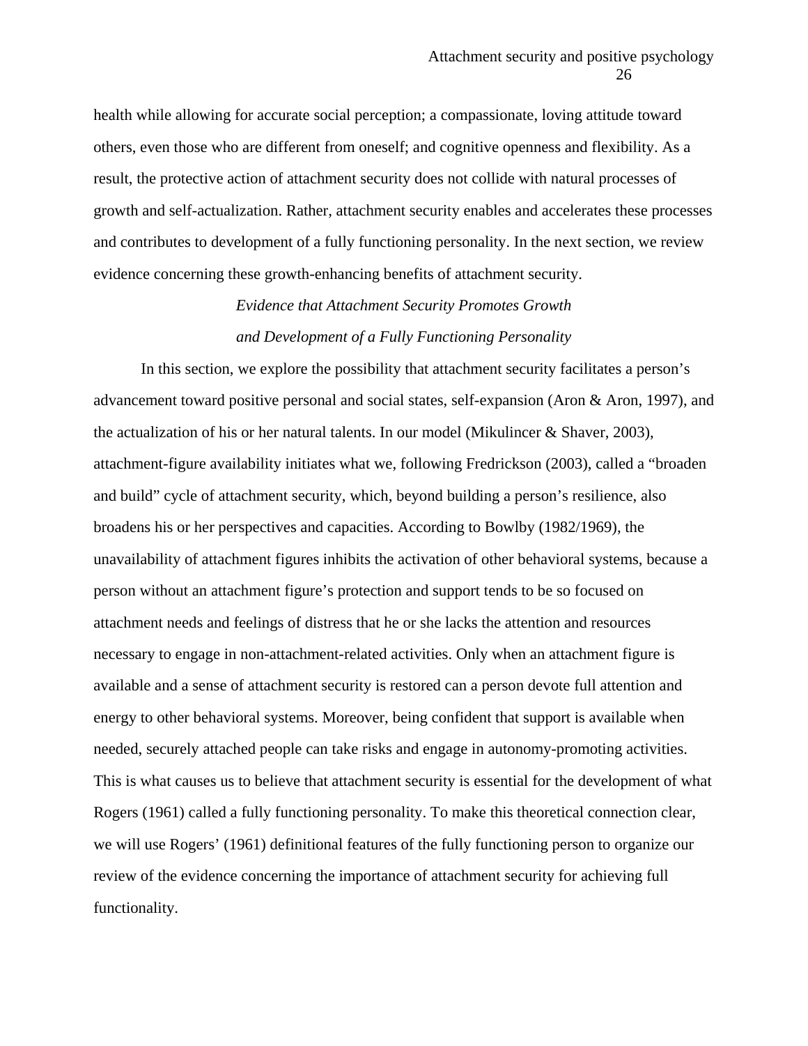health while allowing for accurate social perception; a compassionate, loving attitude toward others, even those who are different from oneself; and cognitive openness and flexibility. As a result, the protective action of attachment security does not collide with natural processes of growth and self-actualization. Rather, attachment security enables and accelerates these processes and contributes to development of a fully functioning personality. In the next section, we review evidence concerning these growth-enhancing benefits of attachment security.

### *Evidence that Attachment Security Promotes Growth and Development of a Fully Functioning Personality*

In this section, we explore the possibility that attachment security facilitates a person's advancement toward positive personal and social states, self-expansion (Aron & Aron, 1997), and the actualization of his or her natural talents. In our model (Mikulincer & Shaver, 2003), attachment-figure availability initiates what we, following Fredrickson (2003), called a "broaden and build" cycle of attachment security, which, beyond building a person's resilience, also broadens his or her perspectives and capacities. According to Bowlby (1982/1969), the unavailability of attachment figures inhibits the activation of other behavioral systems, because a person without an attachment figure's protection and support tends to be so focused on attachment needs and feelings of distress that he or she lacks the attention and resources necessary to engage in non-attachment-related activities. Only when an attachment figure is available and a sense of attachment security is restored can a person devote full attention and energy to other behavioral systems. Moreover, being confident that support is available when needed, securely attached people can take risks and engage in autonomy-promoting activities. This is what causes us to believe that attachment security is essential for the development of what Rogers (1961) called a fully functioning personality. To make this theoretical connection clear, we will use Rogers' (1961) definitional features of the fully functioning person to organize our review of the evidence concerning the importance of attachment security for achieving full functionality.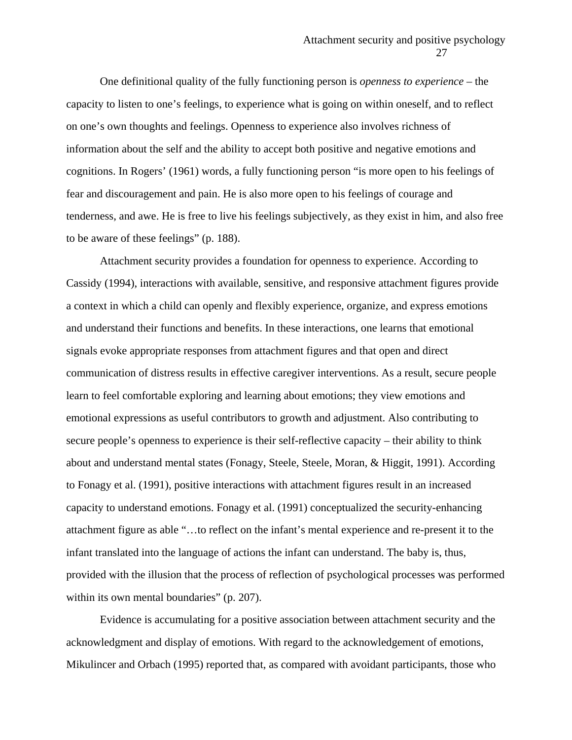One definitional quality of the fully functioning person is *openness to experience* – the capacity to listen to one's feelings, to experience what is going on within oneself, and to reflect on one's own thoughts and feelings. Openness to experience also involves richness of information about the self and the ability to accept both positive and negative emotions and cognitions. In Rogers' (1961) words, a fully functioning person "is more open to his feelings of fear and discouragement and pain. He is also more open to his feelings of courage and tenderness, and awe. He is free to live his feelings subjectively, as they exist in him, and also free to be aware of these feelings" (p. 188).

Attachment security provides a foundation for openness to experience. According to Cassidy (1994), interactions with available, sensitive, and responsive attachment figures provide a context in which a child can openly and flexibly experience, organize, and express emotions and understand their functions and benefits. In these interactions, one learns that emotional signals evoke appropriate responses from attachment figures and that open and direct communication of distress results in effective caregiver interventions. As a result, secure people learn to feel comfortable exploring and learning about emotions; they view emotions and emotional expressions as useful contributors to growth and adjustment. Also contributing to secure people's openness to experience is their self-reflective capacity – their ability to think about and understand mental states (Fonagy, Steele, Steele, Moran, & Higgit, 1991). According to Fonagy et al. (1991), positive interactions with attachment figures result in an increased capacity to understand emotions. Fonagy et al. (1991) conceptualized the security-enhancing attachment figure as able "…to reflect on the infant's mental experience and re-present it to the infant translated into the language of actions the infant can understand. The baby is, thus, provided with the illusion that the process of reflection of psychological processes was performed within its own mental boundaries" (p. 207).

Evidence is accumulating for a positive association between attachment security and the acknowledgment and display of emotions. With regard to the acknowledgement of emotions, Mikulincer and Orbach (1995) reported that, as compared with avoidant participants, those who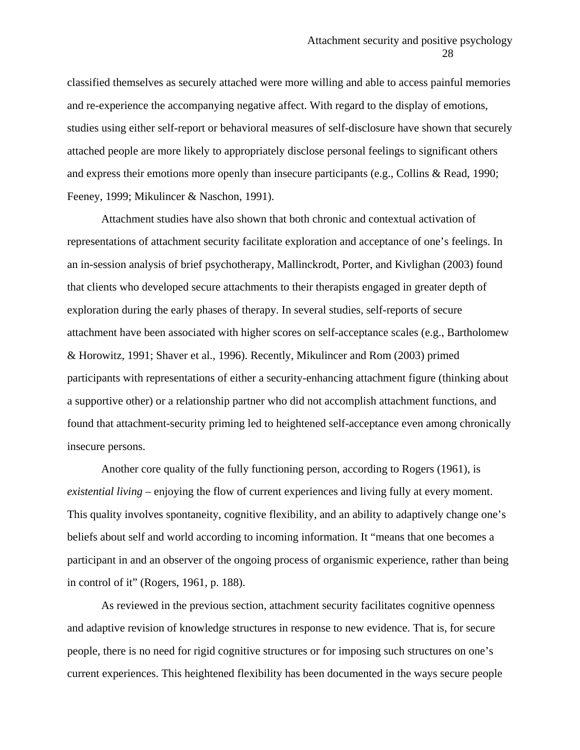classified themselves as securely attached were more willing and able to access painful memories and re-experience the accompanying negative affect. With regard to the display of emotions, studies using either self-report or behavioral measures of self-disclosure have shown that securely attached people are more likely to appropriately disclose personal feelings to significant others and express their emotions more openly than insecure participants (e.g., Collins & Read, 1990; Feeney, 1999; Mikulincer & Naschon, 1991).

Attachment studies have also shown that both chronic and contextual activation of representations of attachment security facilitate exploration and acceptance of one's feelings. In an in-session analysis of brief psychotherapy, Mallinckrodt, Porter, and Kivlighan (2003) found that clients who developed secure attachments to their therapists engaged in greater depth of exploration during the early phases of therapy. In several studies, self-reports of secure attachment have been associated with higher scores on self-acceptance scales (e.g., Bartholomew & Horowitz, 1991; Shaver et al., 1996). Recently, Mikulincer and Rom (2003) primed participants with representations of either a security-enhancing attachment figure (thinking about a supportive other) or a relationship partner who did not accomplish attachment functions, and found that attachment-security priming led to heightened self-acceptance even among chronically insecure persons.

Another core quality of the fully functioning person, according to Rogers (1961), is *existential living* – enjoying the flow of current experiences and living fully at every moment. This quality involves spontaneity, cognitive flexibility, and an ability to adaptively change one's beliefs about self and world according to incoming information. It "means that one becomes a participant in and an observer of the ongoing process of organismic experience, rather than being in control of it" (Rogers, 1961, p. 188).

As reviewed in the previous section, attachment security facilitates cognitive openness and adaptive revision of knowledge structures in response to new evidence. That is, for secure people, there is no need for rigid cognitive structures or for imposing such structures on one's current experiences. This heightened flexibility has been documented in the ways secure people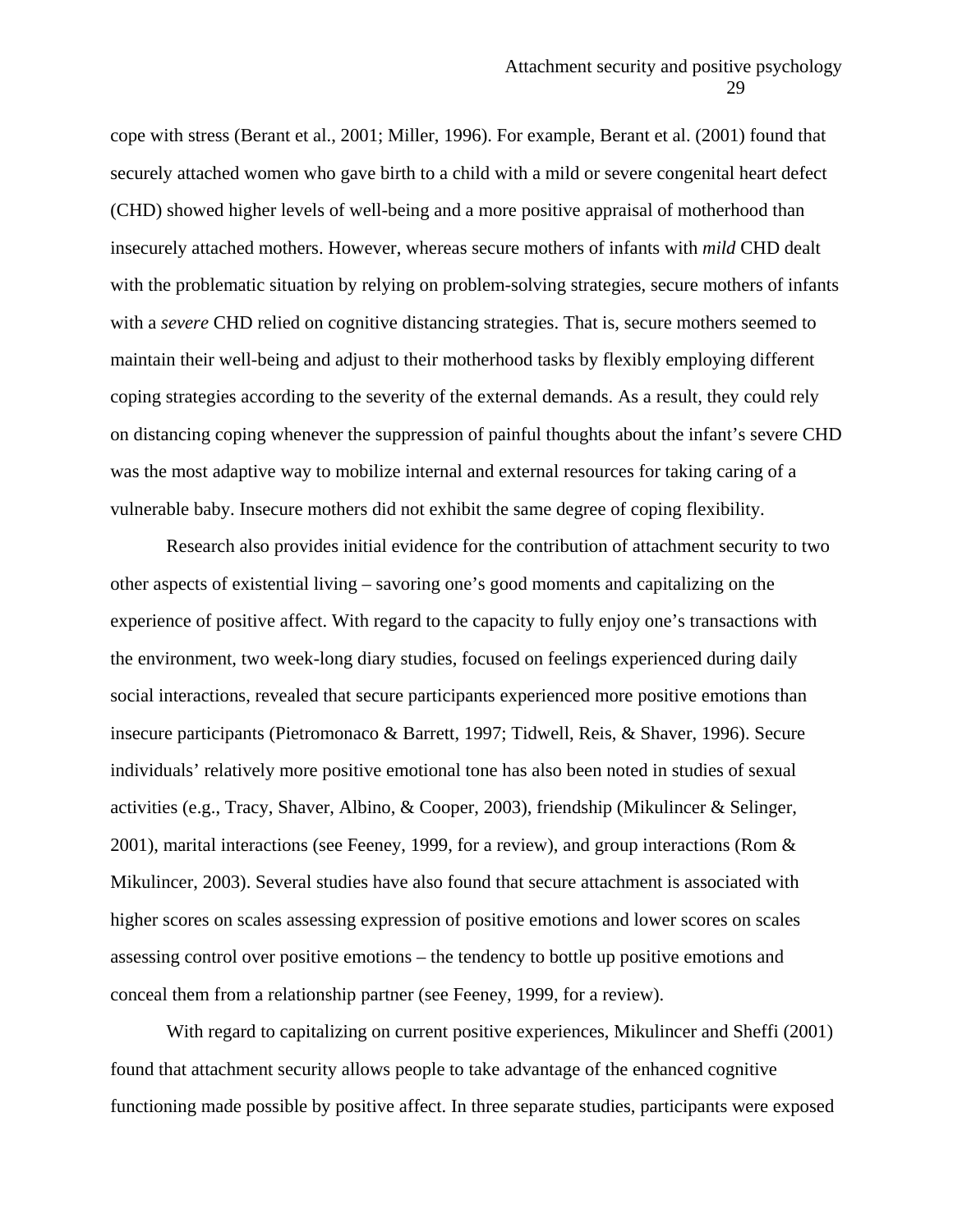cope with stress (Berant et al., 2001; Miller, 1996). For example, Berant et al. (2001) found that securely attached women who gave birth to a child with a mild or severe congenital heart defect (CHD) showed higher levels of well-being and a more positive appraisal of motherhood than insecurely attached mothers. However, whereas secure mothers of infants with *mild* CHD dealt with the problematic situation by relying on problem-solving strategies, secure mothers of infants with a *severe* CHD relied on cognitive distancing strategies. That is, secure mothers seemed to maintain their well-being and adjust to their motherhood tasks by flexibly employing different coping strategies according to the severity of the external demands. As a result, they could rely on distancing coping whenever the suppression of painful thoughts about the infant's severe CHD was the most adaptive way to mobilize internal and external resources for taking caring of a vulnerable baby. Insecure mothers did not exhibit the same degree of coping flexibility.

Research also provides initial evidence for the contribution of attachment security to two other aspects of existential living – savoring one's good moments and capitalizing on the experience of positive affect. With regard to the capacity to fully enjoy one's transactions with the environment, two week-long diary studies, focused on feelings experienced during daily social interactions, revealed that secure participants experienced more positive emotions than insecure participants (Pietromonaco & Barrett, 1997; Tidwell, Reis, & Shaver, 1996). Secure individuals' relatively more positive emotional tone has also been noted in studies of sexual activities (e.g., Tracy, Shaver, Albino, & Cooper, 2003), friendship (Mikulincer & Selinger, 2001), marital interactions (see Feeney, 1999, for a review), and group interactions (Rom & Mikulincer, 2003). Several studies have also found that secure attachment is associated with higher scores on scales assessing expression of positive emotions and lower scores on scales assessing control over positive emotions – the tendency to bottle up positive emotions and conceal them from a relationship partner (see Feeney, 1999, for a review).

With regard to capitalizing on current positive experiences, Mikulincer and Sheffi (2001) found that attachment security allows people to take advantage of the enhanced cognitive functioning made possible by positive affect. In three separate studies, participants were exposed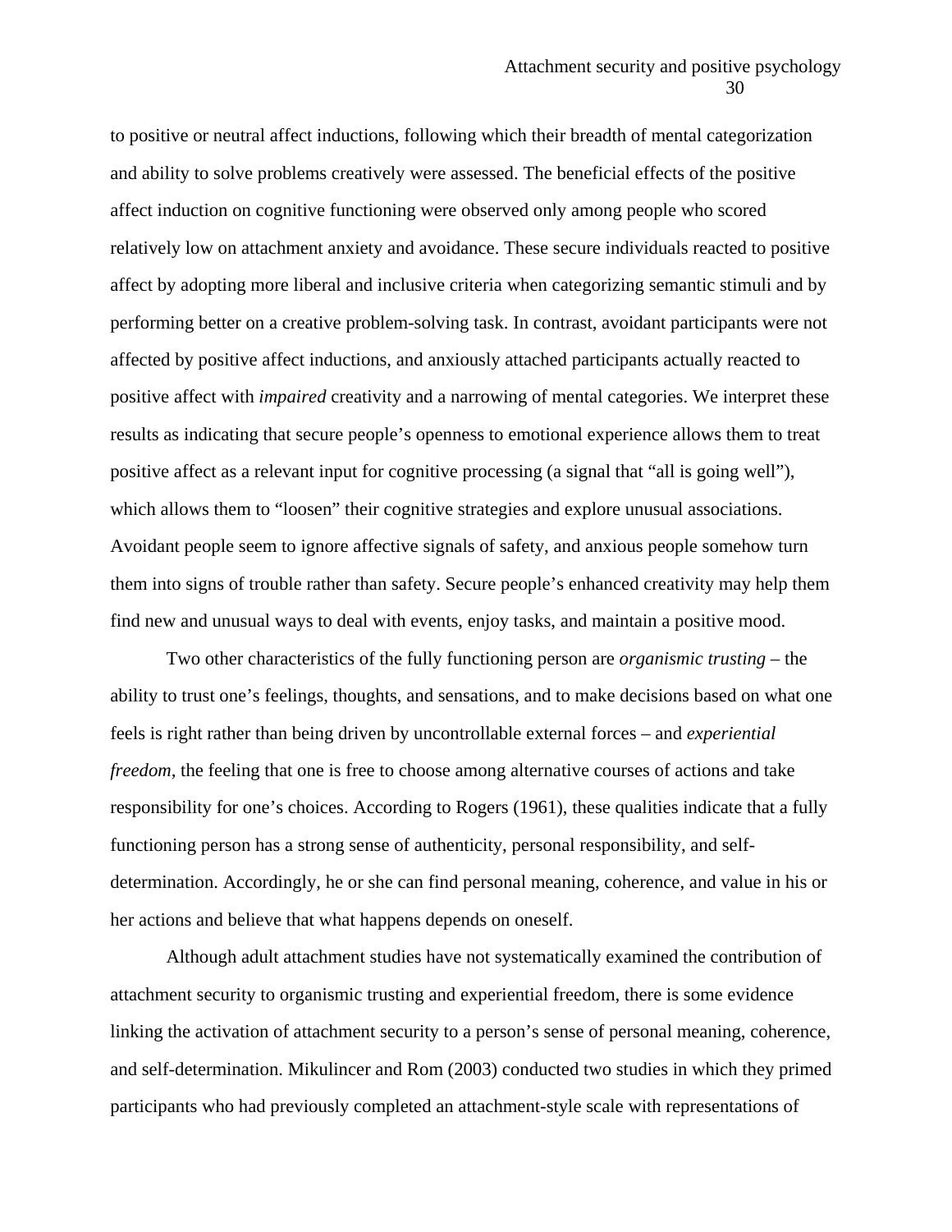to positive or neutral affect inductions, following which their breadth of mental categorization and ability to solve problems creatively were assessed. The beneficial effects of the positive affect induction on cognitive functioning were observed only among people who scored relatively low on attachment anxiety and avoidance. These secure individuals reacted to positive affect by adopting more liberal and inclusive criteria when categorizing semantic stimuli and by performing better on a creative problem-solving task. In contrast, avoidant participants were not affected by positive affect inductions, and anxiously attached participants actually reacted to positive affect with *impaired* creativity and a narrowing of mental categories. We interpret these results as indicating that secure people's openness to emotional experience allows them to treat positive affect as a relevant input for cognitive processing (a signal that "all is going well"), which allows them to "loosen" their cognitive strategies and explore unusual associations. Avoidant people seem to ignore affective signals of safety, and anxious people somehow turn them into signs of trouble rather than safety. Secure people's enhanced creativity may help them find new and unusual ways to deal with events, enjoy tasks, and maintain a positive mood.

Two other characteristics of the fully functioning person are *organismic trusting* – the ability to trust one's feelings, thoughts, and sensations, and to make decisions based on what one feels is right rather than being driven by uncontrollable external forces – and *experiential freedom*, the feeling that one is free to choose among alternative courses of actions and take responsibility for one's choices. According to Rogers (1961), these qualities indicate that a fully functioning person has a strong sense of authenticity, personal responsibility, and self-determination. Accordingly, he or she can find personal meaning, coherence, and value in his or her actions and believe that what happens depends on oneself.

Although adult attachment studies have not systematically examined the contribution of attachment security to organismic trusting and experiential freedom, there is some evidence linking the activation of attachment security to a person's sense of personal meaning, coherence, and self-determination. Mikulincer and Rom (2003) conducted two studies in which they primed participants who had previously completed an attachment-style scale with representations of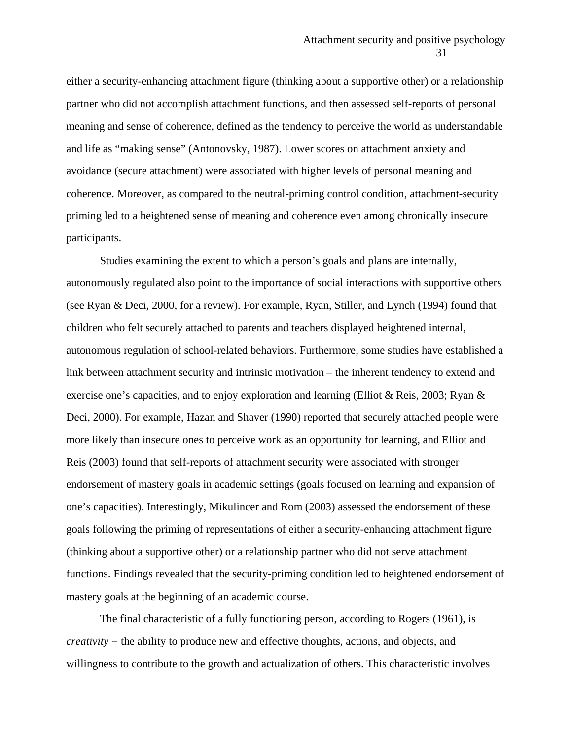either a security-enhancing attachment figure (thinking about a supportive other) or a relationship partner who did not accomplish attachment functions, and then assessed self-reports of personal meaning and sense of coherence, defined as the tendency to perceive the world as understandable and life as "making sense" (Antonovsky, 1987). Lower scores on attachment anxiety and avoidance (secure attachment) were associated with higher levels of personal meaning and coherence. Moreover, as compared to the neutral-priming control condition, attachment-security priming led to a heightened sense of meaning and coherence even among chronically insecure participants.

Studies examining the extent to which a person's goals and plans are internally, autonomously regulated also point to the importance of social interactions with supportive others (see Ryan & Deci, 2000, for a review). For example, Ryan, Stiller, and Lynch (1994) found that children who felt securely attached to parents and teachers displayed heightened internal, autonomous regulation of school-related behaviors. Furthermore, some studies have established a link between attachment security and intrinsic motivation – the inherent tendency to extend and exercise one's capacities, and to enjoy exploration and learning (Elliot & Reis, 2003; Ryan & Deci, 2000). For example, Hazan and Shaver (1990) reported that securely attached people were more likely than insecure ones to perceive work as an opportunity for learning, and Elliot and Reis (2003) found that self-reports of attachment security were associated with stronger endorsement of mastery goals in academic settings (goals focused on learning and expansion of one's capacities). Interestingly, Mikulincer and Rom (2003) assessed the endorsement of these goals following the priming of representations of either a security-enhancing attachment figure (thinking about a supportive other) or a relationship partner who did not serve attachment functions. Findings revealed that the security-priming condition led to heightened endorsement of mastery goals at the beginning of an academic course.

The final characteristic of a fully functioning person, according to Rogers (1961), is *creativity* – the ability to produce new and effective thoughts, actions, and objects, and willingness to contribute to the growth and actualization of others. This characteristic involves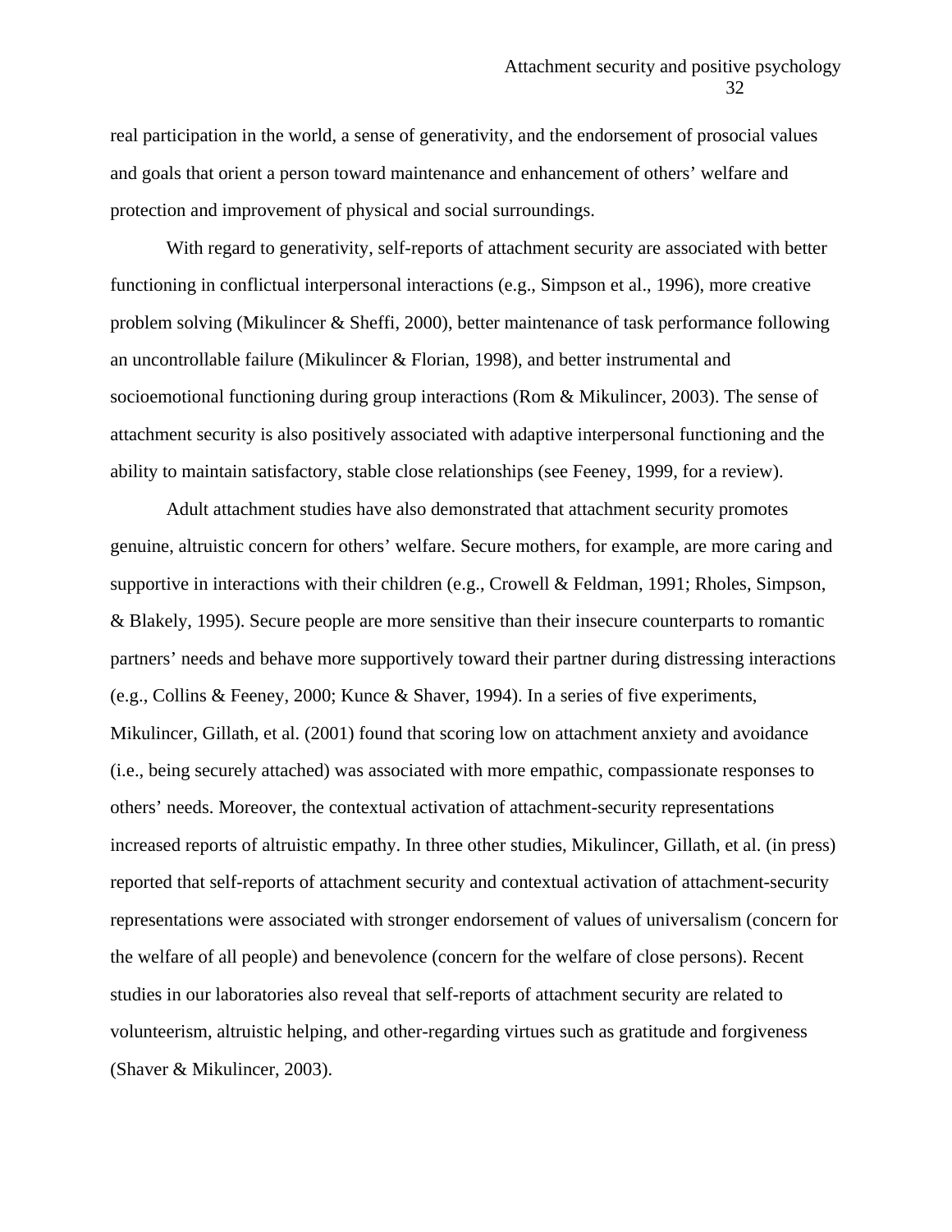real participation in the world, a sense of generativity, and the endorsement of prosocial values and goals that orient a person toward maintenance and enhancement of others' welfare and protection and improvement of physical and social surroundings.

With regard to generativity, self-reports of attachment security are associated with better functioning in conflictual interpersonal interactions (e.g., Simpson et al., 1996), more creative problem solving (Mikulincer & Sheffi, 2000), better maintenance of task performance following an uncontrollable failure (Mikulincer & Florian, 1998), and better instrumental and socioemotional functioning during group interactions (Rom & Mikulincer, 2003). The sense of attachment security is also positively associated with adaptive interpersonal functioning and the ability to maintain satisfactory, stable close relationships (see Feeney, 1999, for a review).

Adult attachment studies have also demonstrated that attachment security promotes genuine, altruistic concern for others' welfare. Secure mothers, for example, are more caring and supportive in interactions with their children (e.g., Crowell & Feldman, 1991; Rholes, Simpson, & Blakely, 1995). Secure people are more sensitive than their insecure counterparts to romantic partners' needs and behave more supportively toward their partner during distressing interactions (e.g., Collins & Feeney, 2000; Kunce & Shaver, 1994). In a series of five experiments, Mikulincer, Gillath, et al. (2001) found that scoring low on attachment anxiety and avoidance (i.e., being securely attached) was associated with more empathic, compassionate responses to others' needs. Moreover, the contextual activation of attachment-security representations increased reports of altruistic empathy. In three other studies, Mikulincer, Gillath, et al. (in press) reported that self-reports of attachment security and contextual activation of attachment-security representations were associated with stronger endorsement of values of universalism (concern for the welfare of all people) and benevolence (concern for the welfare of close persons). Recent studies in our laboratories also reveal that self-reports of attachment security are related to volunteerism, altruistic helping, and other-regarding virtues such as gratitude and forgiveness (Shaver & Mikulincer, 2003).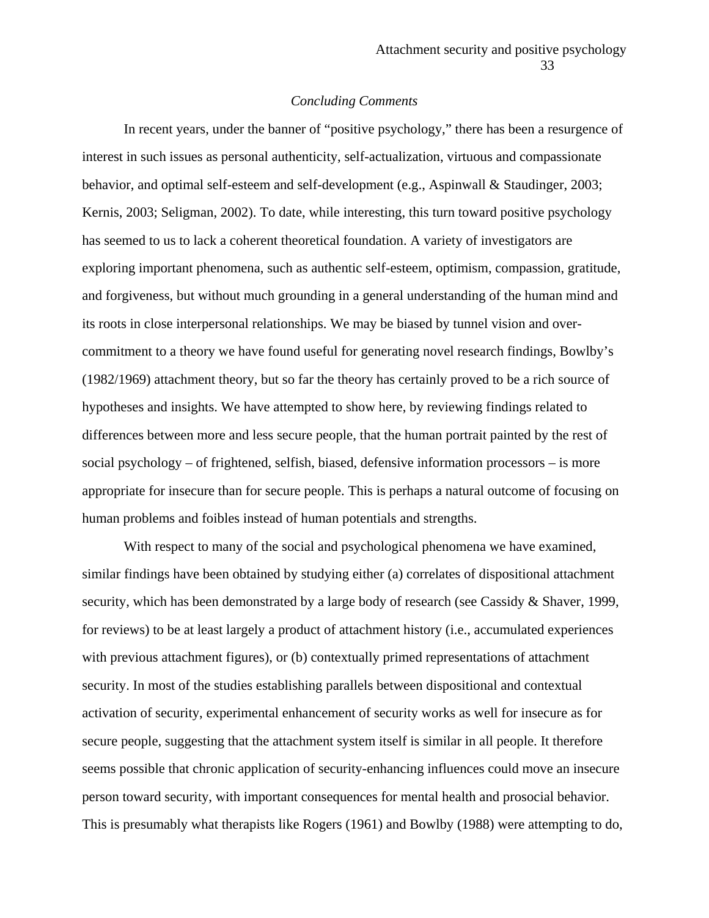### *Concluding Comments*

In recent years, under the banner of "positive psychology," there has been a resurgence of interest in such issues as personal authenticity, self-actualization, virtuous and compassionate behavior, and optimal self-esteem and self-development (e.g., Aspinwall & Staudinger, 2003; Kernis, 2003; Seligman, 2002). To date, while interesting, this turn toward positive psychology has seemed to us to lack a coherent theoretical foundation. A variety of investigators are exploring important phenomena, such as authentic self-esteem, optimism, compassion, gratitude, and forgiveness, but without much grounding in a general understanding of the human mind and its roots in close interpersonal relationships. We may be biased by tunnel vision and over-commitment to a theory we have found useful for generating novel research findings, Bowlby's (1982/1969) attachment theory, but so far the theory has certainly proved to be a rich source of hypotheses and insights. We have attempted to show here, by reviewing findings related to differences between more and less secure people, that the human portrait painted by the rest of social psychology – of frightened, selfish, biased, defensive information processors – is more appropriate for insecure than for secure people. This is perhaps a natural outcome of focusing on human problems and foibles instead of human potentials and strengths.

With respect to many of the social and psychological phenomena we have examined, similar findings have been obtained by studying either (a) correlates of dispositional attachment security, which has been demonstrated by a large body of research (see Cassidy & Shaver, 1999, for reviews) to be at least largely a product of attachment history (i.e., accumulated experiences with previous attachment figures), or (b) contextually primed representations of attachment security. In most of the studies establishing parallels between dispositional and contextual activation of security, experimental enhancement of security works as well for insecure as for secure people, suggesting that the attachment system itself is similar in all people. It therefore seems possible that chronic application of security-enhancing influences could move an insecure person toward security, with important consequences for mental health and prosocial behavior. This is presumably what therapists like Rogers (1961) and Bowlby (1988) were attempting to do,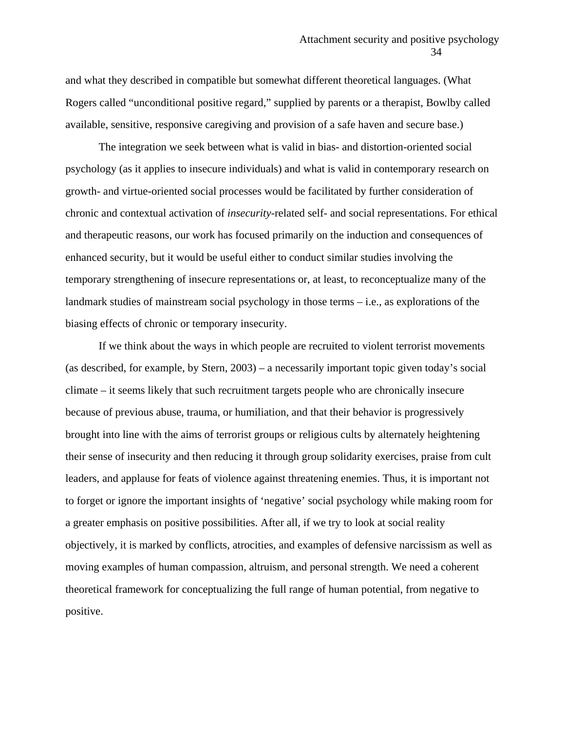and what they described in compatible but somewhat different theoretical languages. (What Rogers called "unconditional positive regard," supplied by parents or a therapist, Bowlby called available, sensitive, responsive caregiving and provision of a safe haven and secure base.)

The integration we seek between what is valid in bias- and distortion-oriented social psychology (as it applies to insecure individuals) and what is valid in contemporary research on growth- and virtue-oriented social processes would be facilitated by further consideration of chronic and contextual activation of *insecurity*-related self- and social representations. For ethical and therapeutic reasons, our work has focused primarily on the induction and consequences of enhanced security, but it would be useful either to conduct similar studies involving the temporary strengthening of insecure representations or, at least, to reconceptualize many of the landmark studies of mainstream social psychology in those terms – i.e., as explorations of the biasing effects of chronic or temporary insecurity.

If we think about the ways in which people are recruited to violent terrorist movements (as described, for example, by Stern, 2003) – a necessarily important topic given today's social climate – it seems likely that such recruitment targets people who are chronically insecure because of previous abuse, trauma, or humiliation, and that their behavior is progressively brought into line with the aims of terrorist groups or religious cults by alternately heightening their sense of insecurity and then reducing it through group solidarity exercises, praise from cult leaders, and applause for feats of violence against threatening enemies. Thus, it is important not to forget or ignore the important insights of 'negative' social psychology while making room for a greater emphasis on positive possibilities. After all, if we try to look at social reality objectively, it is marked by conflicts, atrocities, and examples of defensive narcissism as well as moving examples of human compassion, altruism, and personal strength. We need a coherent theoretical framework for conceptualizing the full range of human potential, from negative to positive.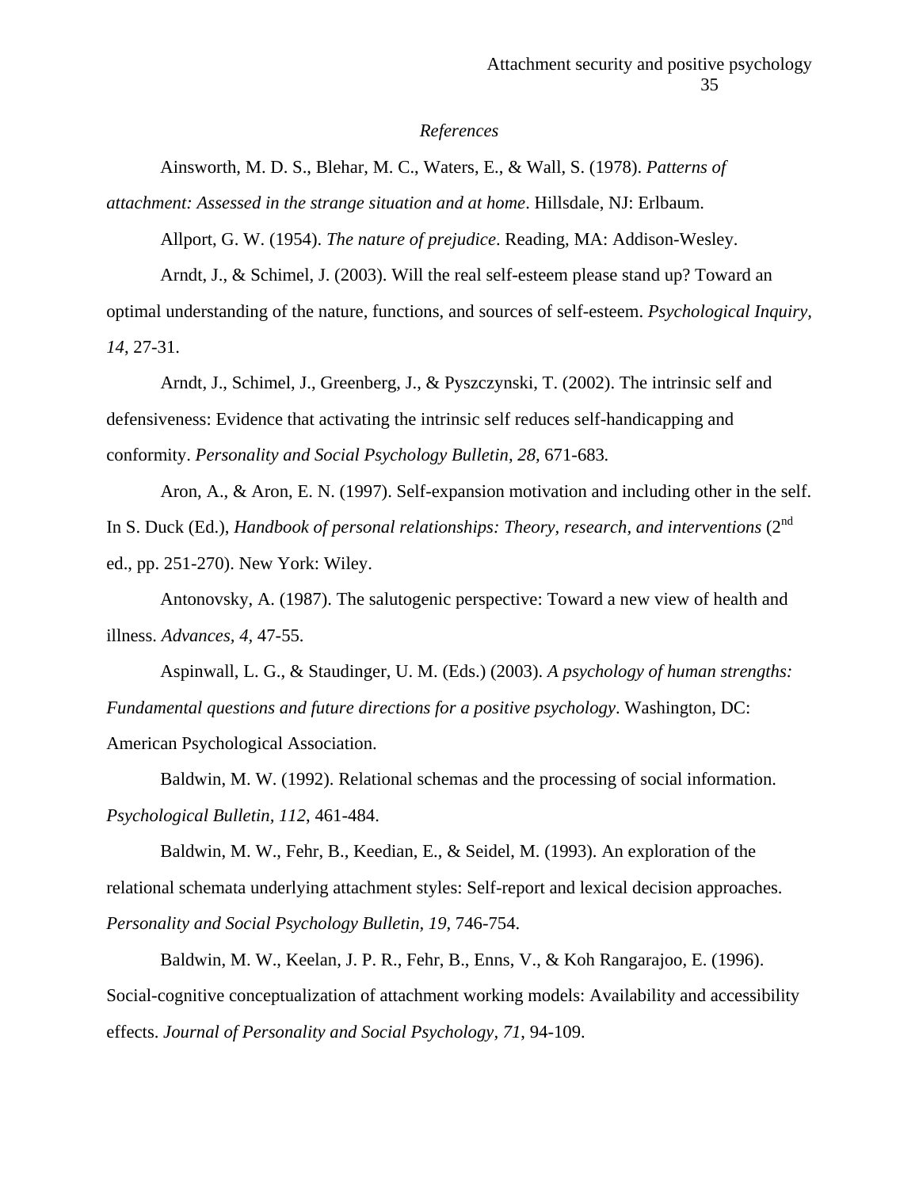*References*

Ainsworth, M. D. S., Blehar, M. C., Waters, E., & Wall, S. (1978). *Patterns of attachment: Assessed in the strange situation and at home*. Hillsdale, NJ: Erlbaum.

Allport, G. W. (1954). *The nature of prejudice*. Reading, MA: Addison-Wesley.

Arndt, J., & Schimel, J. (2003). Will the real self-esteem please stand up? Toward an optimal understanding of the nature, functions, and sources of self-esteem. *Psychological Inquiry, 14*, 27-31.

Arndt, J., Schimel, J., Greenberg, J., & Pyszczynski, T. (2002). The intrinsic self and defensiveness: Evidence that activating the intrinsic self reduces self-handicapping and conformity. *Personality and Social Psychology Bulletin, 28,* 671-683.

Aron, A., & Aron, E. N. (1997). Self-expansion motivation and including other in the self. In S. Duck (Ed.), *Handbook of personal relationships: Theory, research, and interventions* (2nd ed., pp. 251-270). New York: Wiley.

Antonovsky, A. (1987). The salutogenic perspective: Toward a new view of health and illness. *Advances, 4,* 47-55.

Aspinwall, L. G., & Staudinger, U. M. (Eds.) (2003). *A psychology of human strengths: Fundamental questions and future directions for a positive psychology*. Washington, DC: American Psychological Association.

Baldwin, M. W. (1992). Relational schemas and the processing of social information. *Psychological Bulletin, 112,* 461-484.

Baldwin, M. W., Fehr, B., Keedian, E., & Seidel, M. (1993). An exploration of the relational schemata underlying attachment styles: Self-report and lexical decision approaches. *Personality and Social Psychology Bulletin, 19*, 746-754.

Baldwin, M. W., Keelan, J. P. R., Fehr, B., Enns, V., & Koh Rangarajoo, E. (1996). Social-cognitive conceptualization of attachment working models: Availability and accessibility effects. *Journal of Personality and Social Psychology, 71*, 94-109.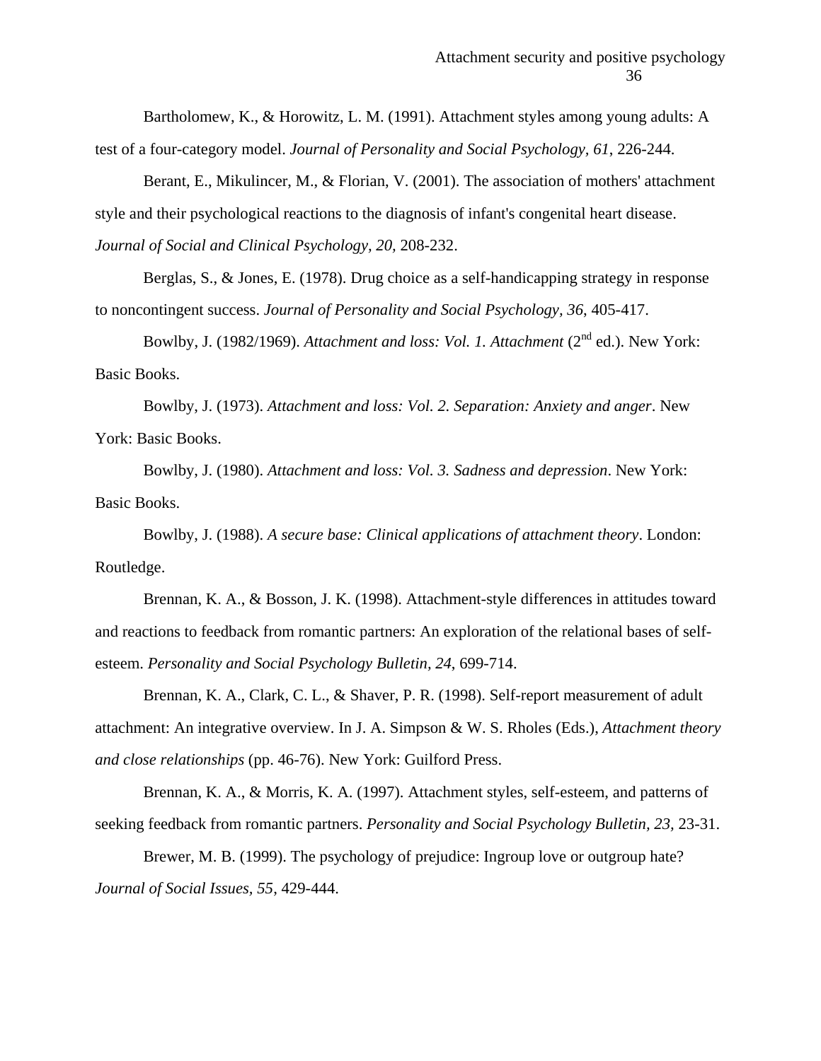Bartholomew, K., & Horowitz, L. M. (1991). Attachment styles among young adults: A test of a four-category model. *Journal of Personality and Social Psychology, 61*, 226-244.

Berant, E., Mikulincer, M., & Florian, V. (2001). The association of mothers' attachment style and their psychological reactions to the diagnosis of infant's congenital heart disease. *Journal of Social and Clinical Psychology, 20,* 208-232.

Berglas, S., & Jones, E. (1978). Drug choice as a self-handicapping strategy in response to noncontingent success. *Journal of Personality and Social Psychology, 36*, 405-417.

Bowlby, J. (1982/1969). *Attachment and loss: Vol. 1. Attachment* (2nd ed.). New York: Basic Books.

Bowlby, J. (1973). *Attachment and loss: Vol. 2. Separation: Anxiety and anger*. New York: Basic Books.

Bowlby, J. (1980). *Attachment and loss: Vol. 3. Sadness and depression*. New York: Basic Books.

Bowlby, J. (1988). *A secure base: Clinical applications of attachment theory*. London: Routledge.

Brennan, K. A., & Bosson, J. K. (1998). Attachment-style differences in attitudes toward and reactions to feedback from romantic partners: An exploration of the relational bases of self-esteem. *Personality and Social Psychology Bulletin, 24*, 699-714.

Brennan, K. A., Clark, C. L., & Shaver, P. R. (1998). Self-report measurement of adult attachment: An integrative overview. In J. A. Simpson & W. S. Rholes (Eds.), *Attachment theory and close relationships* (pp. 46-76). New York: Guilford Press.

Brennan, K. A., & Morris, K. A. (1997). Attachment styles, self-esteem, and patterns of seeking feedback from romantic partners. *Personality and Social Psychology Bulletin, 23,* 23-31.

Brewer, M. B. (1999). The psychology of prejudice: Ingroup love or outgroup hate? *Journal of Social Issues, 55*, 429-444.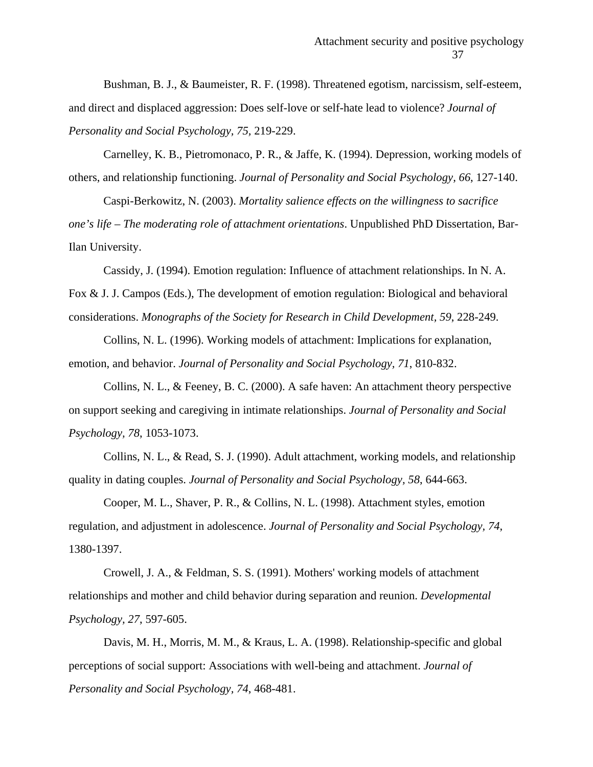Bushman, B. J., & Baumeister, R. F. (1998). Threatened egotism, narcissism, self-esteem, and direct and displaced aggression: Does self-love or self-hate lead to violence? *Journal of Personality and Social Psychology, 75*, 219-229.

Carnelley, K. B., Pietromonaco, P. R., & Jaffe, K. (1994). Depression, working models of others, and relationship functioning. *Journal of Personality and Social Psychology, 66*, 127-140.

Caspi-Berkowitz, N. (2003). *Mortality salience effects on the willingness to sacrifice one's life – The moderating role of attachment orientations*. Unpublished PhD Dissertation, Bar-Ilan University.

Cassidy, J. (1994). Emotion regulation: Influence of attachment relationships. In N. A. Fox & J. J. Campos (Eds.), The development of emotion regulation: Biological and behavioral considerations. *Monographs of the Society for Research in Child Development, 59*, 228-249.

Collins, N. L. (1996). Working models of attachment: Implications for explanation, emotion, and behavior. *Journal of Personality and Social Psychology, 71*, 810-832.

Collins, N. L., & Feeney, B. C. (2000). A safe haven: An attachment theory perspective on support seeking and caregiving in intimate relationships. *Journal of Personality and Social Psychology, 78*, 1053-1073.

Collins, N. L., & Read, S. J. (1990). Adult attachment, working models, and relationship quality in dating couples. *Journal of Personality and Social Psychology, 58*, 644-663.

Cooper, M. L., Shaver, P. R., & Collins, N. L. (1998). Attachment styles, emotion regulation, and adjustment in adolescence. *Journal of Personality and Social Psychology, 74*, 1380-1397.

Crowell, J. A., & Feldman, S. S. (1991). Mothers' working models of attachment relationships and mother and child behavior during separation and reunion. *Developmental Psychology, 27*, 597-605.

Davis, M. H., Morris, M. M., & Kraus, L. A. (1998). Relationship-specific and global perceptions of social support: Associations with well-being and attachment. *Journal of Personality and Social Psychology, 74*, 468-481.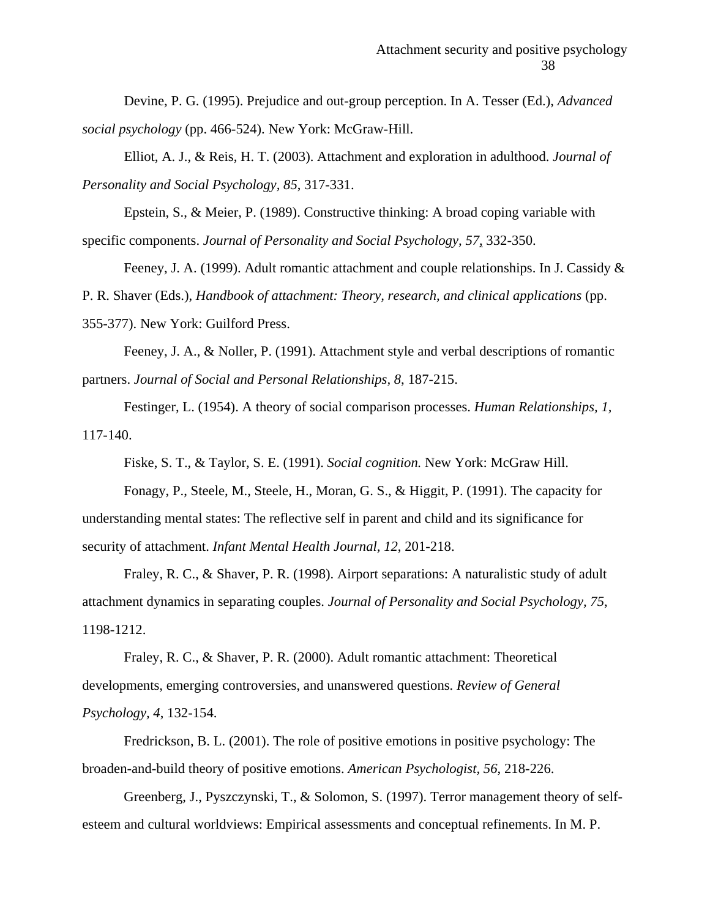Devine, P. G. (1995). Prejudice and out-group perception. In A. Tesser (Ed.), *Advanced social psychology* (pp. 466-524). New York: McGraw-Hill.

Elliot, A. J., & Reis, H. T. (2003). Attachment and exploration in adulthood. *Journal of Personality and Social Psychology, 85*, 317-331.

Epstein, S., & Meier, P. (1989). Constructive thinking: A broad coping variable with specific components. *Journal of Personality and Social Psychology, 57*, 332-350.

Feeney, J. A. (1999). Adult romantic attachment and couple relationships. In J. Cassidy & P. R. Shaver (Eds.), *Handbook of attachment: Theory, research, and clinical applications* (pp. 355-377). New York: Guilford Press.

Feeney, J. A., & Noller, P. (1991). Attachment style and verbal descriptions of romantic partners. *Journal of Social and Personal Relationships, 8*, 187-215.

Festinger, L. (1954). A theory of social comparison processes. *Human Relationships, 1*, 117-140.

Fiske, S. T., & Taylor, S. E. (1991). *Social cognition.* New York: McGraw Hill.

Fonagy, P., Steele, M., Steele, H., Moran, G. S., & Higgit, P. (1991). The capacity for understanding mental states: The reflective self in parent and child and its significance for security of attachment. *Infant Mental Health Journal, 12*, 201-218.

Fraley, R. C., & Shaver, P. R. (1998). Airport separations: A naturalistic study of adult attachment dynamics in separating couples. *Journal of Personality and Social Psychology, 75*, 1198-1212.

Fraley, R. C., & Shaver, P. R. (2000). Adult romantic attachment: Theoretical developments, emerging controversies, and unanswered questions. *Review of General Psychology, 4*, 132-154.

Fredrickson, B. L. (2001). The role of positive emotions in positive psychology: The broaden-and-build theory of positive emotions. *American Psychologist, 56*, 218-226.

Greenberg, J., Pyszczynski, T., & Solomon, S. (1997). Terror management theory of self-esteem and cultural worldviews: Empirical assessments and conceptual refinements. In M. P.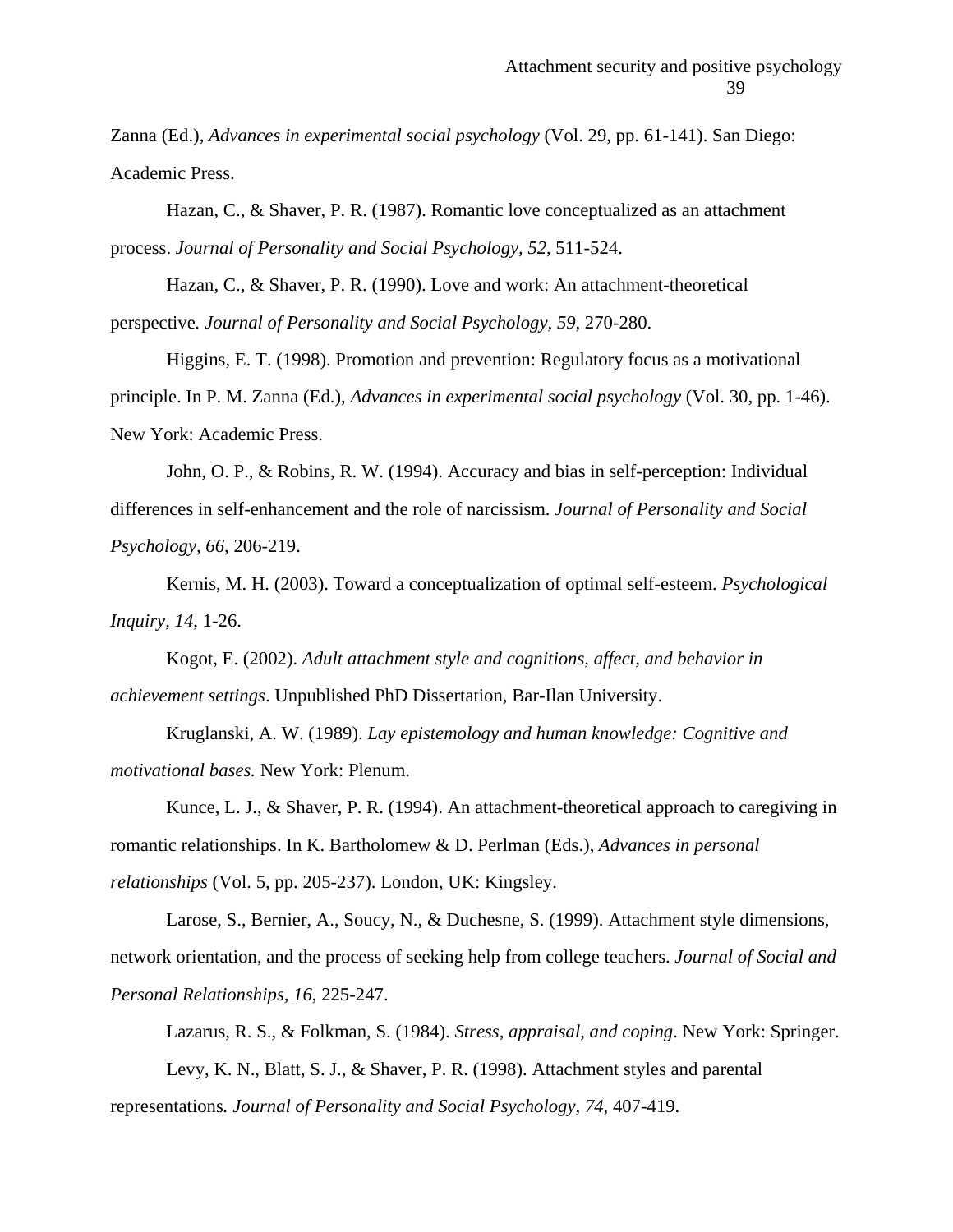Zanna (Ed.), *Advances in experimental social psychology* (Vol. 29, pp. 61-141). San Diego: Academic Press.

Hazan, C., & Shaver, P. R. (1987). Romantic love conceptualized as an attachment process. *Journal of Personality and Social Psychology, 52*, 511-524.

Hazan, C., & Shaver, P. R. (1990). Love and work: An attachment-theoretical perspective*. Journal of Personality and Social Psychology, 59*, 270-280.

Higgins, E. T. (1998). Promotion and prevention: Regulatory focus as a motivational principle. In P. M. Zanna (Ed.), *Advances in experimental social psychology* (Vol. 30, pp. 1-46). New York: Academic Press.

John, O. P., & Robins, R. W. (1994). Accuracy and bias in self-perception: Individual differences in self-enhancement and the role of narcissism. *Journal of Personality and Social Psychology, 66*, 206-219.

Kernis, M. H. (2003). Toward a conceptualization of optimal self-esteem. *Psychological Inquiry*, *14*, 1-26.

Kogot, E. (2002). *Adult attachment style and cognitions, affect, and behavior in achievement settings*. Unpublished PhD Dissertation, Bar-Ilan University.

Kruglanski, A. W. (1989). *Lay epistemology and human knowledge: Cognitive and motivational bases.* New York: Plenum.

Kunce, L. J., & Shaver, P. R. (1994). An attachment-theoretical approach to caregiving in romantic relationships. In K. Bartholomew & D. Perlman (Eds.), *Advances in personal relationships* (Vol. 5, pp. 205-237). London, UK: Kingsley.

Larose, S., Bernier, A., Soucy, N., & Duchesne, S. (1999). Attachment style dimensions, network orientation, and the process of seeking help from college teachers. *Journal of Social and Personal Relationships*, *16*, 225-247.

Lazarus, R. S., & Folkman, S. (1984). *Stress, appraisal, and coping*. New York: Springer.

Levy, K. N., Blatt, S. J., & Shaver, P. R. (1998). Attachment styles and parental representations*. Journal of Personality and Social Psychology, 74*, 407-419.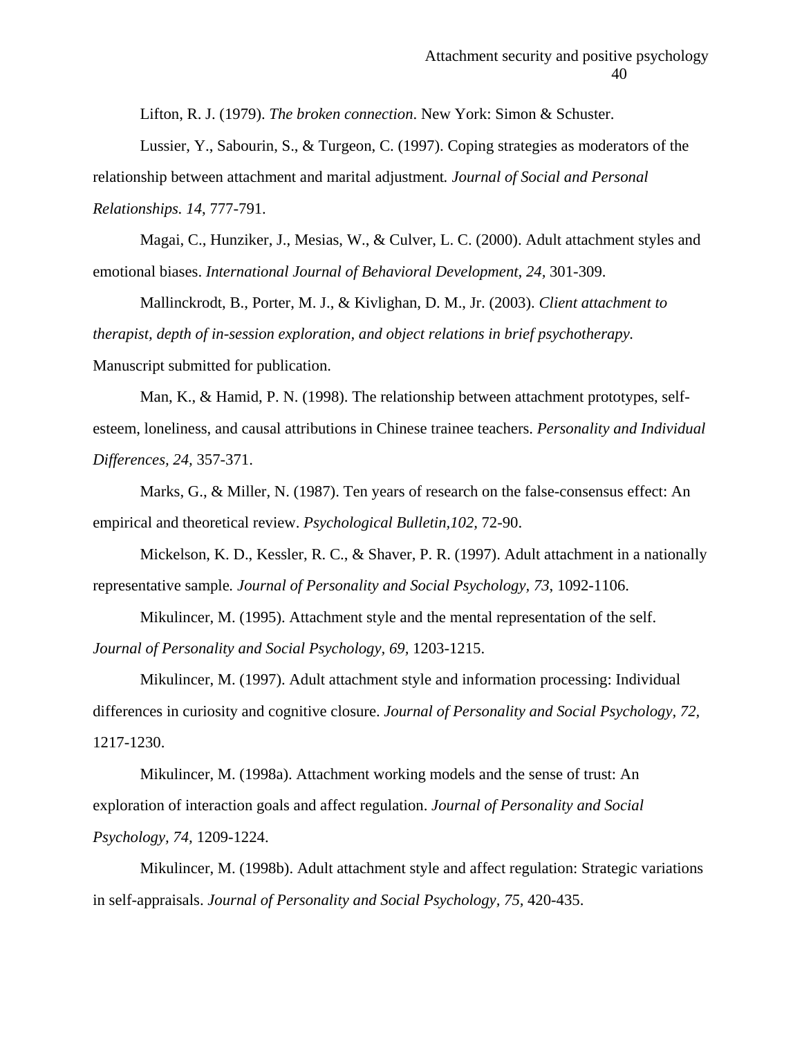Lifton, R. J. (1979). *The broken connection*. New York: Simon & Schuster.

Lussier, Y., Sabourin, S., & Turgeon, C. (1997). Coping strategies as moderators of the relationship between attachment and marital adjustment. *Journal of Social and Personal Relationships. 14*, 777-791.

Magai, C., Hunziker, J., Mesias, W., & Culver, L. C. (2000). Adult attachment styles and emotional biases. *International Journal of Behavioral Development, 24*, 301-309.

Mallinckrodt, B., Porter, M. J., & Kivlighan, D. M., Jr. (2003). *Client attachment to therapist, depth of in-session exploration, and object relations in brief psychotherapy.* Manuscript submitted for publication.

Man, K., & Hamid, P. N. (1998). The relationship between attachment prototypes, self-esteem, loneliness, and causal attributions in Chinese trainee teachers. *Personality and Individual Differences, 24,* 357-371.

Marks, G., & Miller, N. (1987). Ten years of research on the false-consensus effect: An empirical and theoretical review. *Psychological Bulletin,102,* 72-90.

Mickelson, K. D., Kessler, R. C., & Shaver, P. R. (1997). Adult attachment in a nationally representative sample. *Journal of Personality and Social Psychology, 73*, 1092-1106.

Mikulincer, M. (1995). Attachment style and the mental representation of the self. *Journal of Personality and Social Psychology*, *69,* 1203-1215.

Mikulincer, M. (1997). Adult attachment style and information processing: Individual differences in curiosity and cognitive closure. *Journal of Personality and Social Psychology, 72,* 1217-1230.

Mikulincer, M. (1998a). Attachment working models and the sense of trust: An exploration of interaction goals and affect regulation. *Journal of Personality and Social Psychology*, *74,* 1209-1224.

Mikulincer, M. (1998b). Adult attachment style and affect regulation: Strategic variations in self-appraisals. *Journal of Personality and Social Psychology*, *75*, 420-435.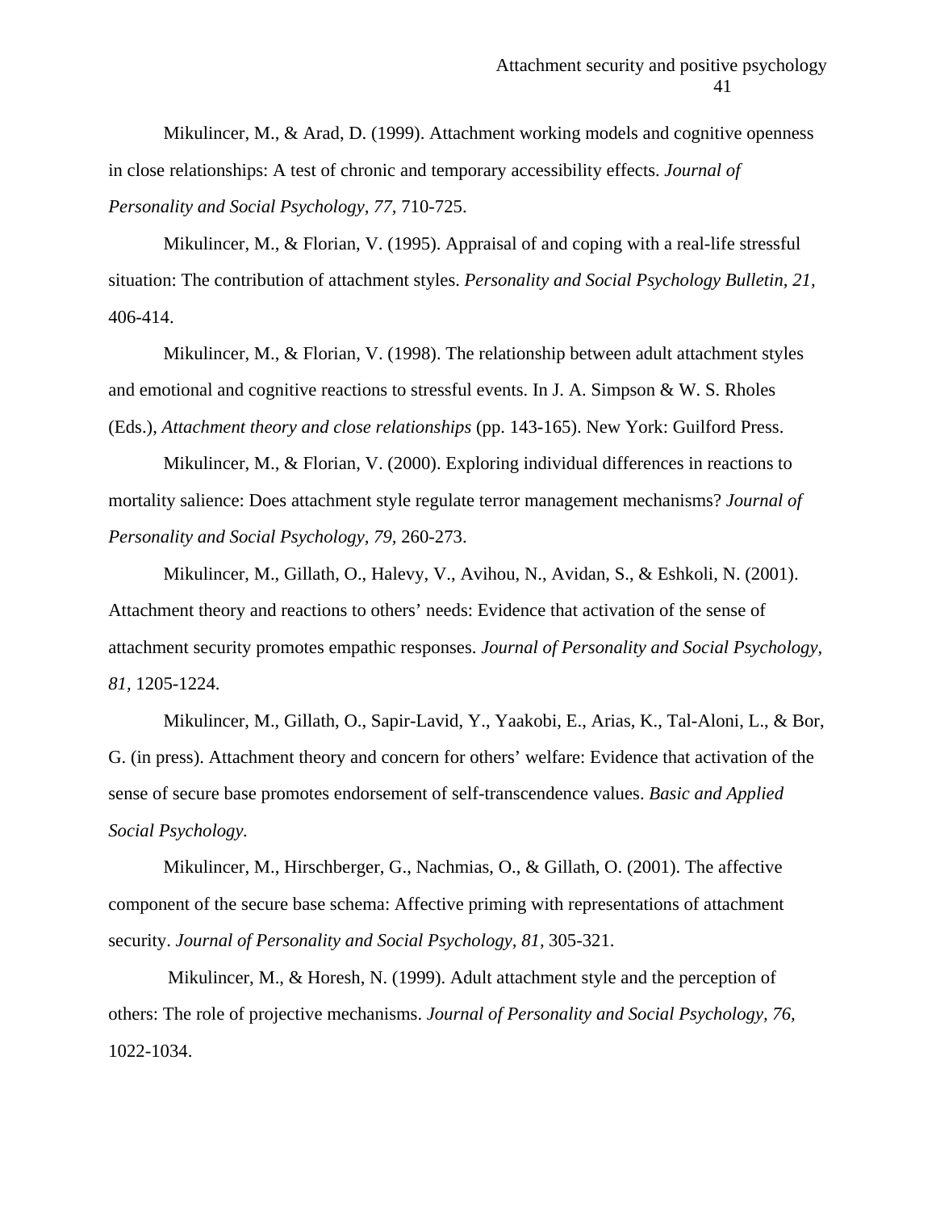Mikulincer, M., & Arad, D. (1999). Attachment working models and cognitive openness in close relationships: A test of chronic and temporary accessibility effects. *Journal of Personality and Social Psychology, 77,* 710-725.

Mikulincer, M., & Florian, V. (1995). Appraisal of and coping with a real-life stressful situation: The contribution of attachment styles. *Personality and Social Psychology Bulletin, 21,* 406-414.

Mikulincer, M., & Florian, V. (1998). The relationship between adult attachment styles and emotional and cognitive reactions to stressful events. In J. A. Simpson & W. S. Rholes (Eds.), *Attachment theory and close relationships* (pp. 143-165). New York: Guilford Press.

Mikulincer, M., & Florian, V. (2000). Exploring individual differences in reactions to mortality salience: Does attachment style regulate terror management mechanisms? *Journal of Personality and Social Psychology, 79,* 260-273.

Mikulincer, M., Gillath, O., Halevy, V., Avihou, N., Avidan, S., & Eshkoli, N. (2001). Attachment theory and reactions to others' needs: Evidence that activation of the sense of attachment security promotes empathic responses. *Journal of Personality and Social Psychology, 81,* 1205-1224.

Mikulincer, M., Gillath, O., Sapir-Lavid, Y., Yaakobi, E., Arias, K., Tal-Aloni, L., & Bor, G. (in press). Attachment theory and concern for others' welfare: Evidence that activation of the sense of secure base promotes endorsement of self-transcendence values. *Basic and Applied Social Psychology.*

Mikulincer, M., Hirschberger, G., Nachmias, O., & Gillath, O. (2001). The affective component of the secure base schema: Affective priming with representations of attachment security. *Journal of Personality and Social Psychology, 81,* 305-321.

Mikulincer, M., & Horesh, N. (1999). Adult attachment style and the perception of others: The role of projective mechanisms. *Journal of Personality and Social Psychology, 76,* 1022-1034.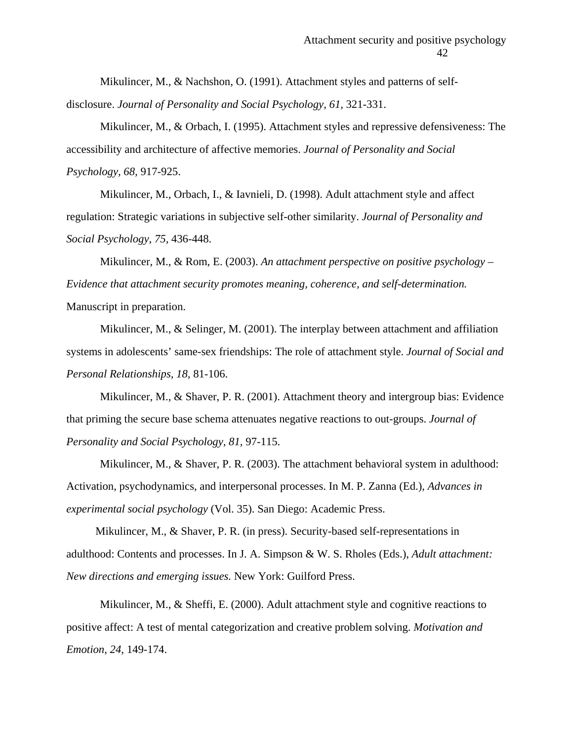Mikulincer, M., & Nachshon, O. (1991). Attachment styles and patterns of self-disclosure. *Journal of Personality and Social Psychology, 61,* 321-331.

Mikulincer, M., & Orbach, I. (1995). Attachment styles and repressive defensiveness: The accessibility and architecture of affective memories. *Journal of Personality and Social Psychology, 68,* 917-925.

Mikulincer, M., Orbach, I., & Iavnieli, D. (1998). Adult attachment style and affect regulation: Strategic variations in subjective self-other similarity. *Journal of Personality and Social Psychology, 75,* 436-448.

Mikulincer, M., & Rom, E. (2003). *An attachment perspective on positive psychology – Evidence that attachment security promotes meaning, coherence, and self-determination.* Manuscript in preparation.

Mikulincer, M., & Selinger, M. (2001). The interplay between attachment and affiliation systems in adolescents' same-sex friendships: The role of attachment style. *Journal of Social and Personal Relationships, 18,* 81-106.

Mikulincer, M., & Shaver, P. R. (2001). Attachment theory and intergroup bias: Evidence that priming the secure base schema attenuates negative reactions to out-groups. *Journal of Personality and Social Psychology, 81,* 97-115.

Mikulincer, M., & Shaver, P. R. (2003). The attachment behavioral system in adulthood: Activation, psychodynamics, and interpersonal processes. In M. P. Zanna (Ed.), *Advances in experimental social psychology* (Vol. 35). San Diego: Academic Press.

Mikulincer, M., & Shaver, P. R. (in press). Security-based self-representations in adulthood: Contents and processes. In J. A. Simpson & W. S. Rholes (Eds.), *Adult attachment: New directions and emerging issues.* New York: Guilford Press.

Mikulincer, M., & Sheffi, E. (2000). Adult attachment style and cognitive reactions to positive affect: A test of mental categorization and creative problem solving. *Motivation and Emotion, 24,* 149-174.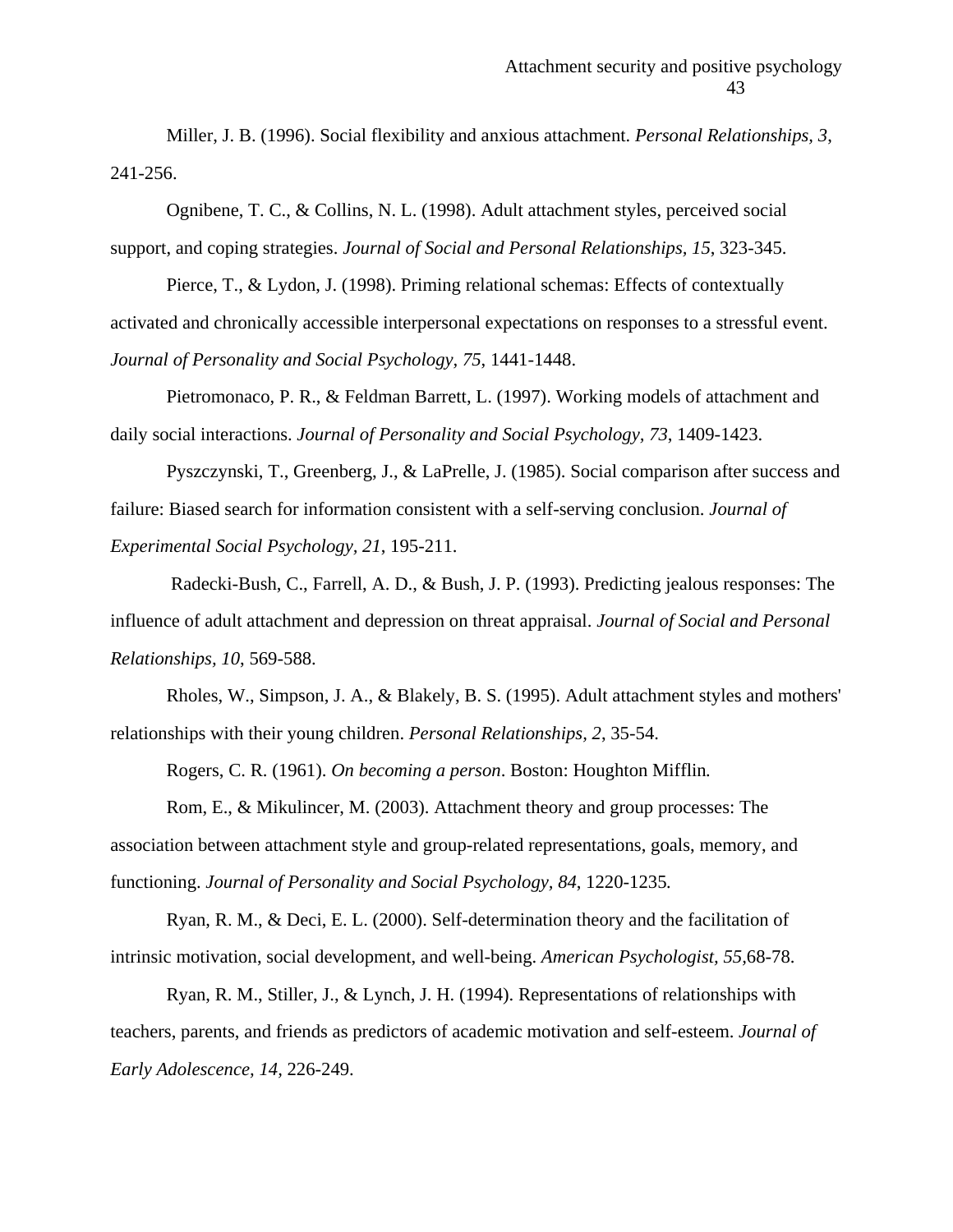Miller, J. B. (1996). Social flexibility and anxious attachment. *Personal Relationships, 3*, 241-256.

Ognibene, T. C., & Collins, N. L. (1998). Adult attachment styles, perceived social support, and coping strategies. *Journal of Social and Personal Relationships, 15*, 323-345.

Pierce, T., & Lydon, J. (1998). Priming relational schemas: Effects of contextually activated and chronically accessible interpersonal expectations on responses to a stressful event. *Journal of Personality and Social Psychology, 75,* 1441-1448.

Pietromonaco, P. R., & Feldman Barrett, L. (1997). Working models of attachment and daily social interactions. *Journal of Personality and Social Psychology, 73*, 1409-1423.

Pyszczynski, T., Greenberg, J., & LaPrelle, J. (1985). Social comparison after success and failure: Biased search for information consistent with a self-serving conclusion. *Journal of Experimental Social Psychology, 21*, 195-211.

Radecki-Bush, C., Farrell, A. D., & Bush, J. P. (1993). Predicting jealous responses: The influence of adult attachment and depression on threat appraisal. *Journal of Social and Personal Relationships, 10*, 569-588.

Rholes, W., Simpson, J. A., & Blakely, B. S. (1995). Adult attachment styles and mothers' relationships with their young children. *Personal Relationships, 2*, 35-54.

Rogers, C. R. (1961). *On becoming a person*. Boston: Houghton Mifflin.

Rom, E., & Mikulincer, M. (2003). Attachment theory and group processes: The association between attachment style and group-related representations, goals, memory, and functioning. *Journal of Personality and Social Psychology, 84*, 1220-1235.

Ryan, R. M., & Deci, E. L. (2000). Self-determination theory and the facilitation of intrinsic motivation, social development, and well-being. *American Psychologist, 55*,68-78.

Ryan, R. M., Stiller, J., & Lynch, J. H. (1994). Representations of relationships with teachers, parents, and friends as predictors of academic motivation and self-esteem. *Journal of Early Adolescence, 14*, 226-249.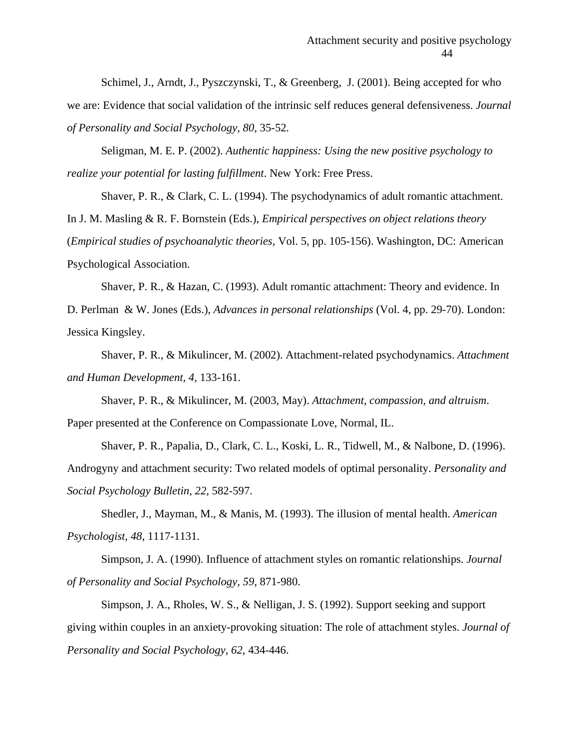Schimel, J., Arndt, J., Pyszczynski, T., & Greenberg, J. (2001). Being accepted for who we are: Evidence that social validation of the intrinsic self reduces general defensiveness. *Journal of Personality and Social Psychology, 80,* 35-52.

Seligman, M. E. P. (2002). *Authentic happiness: Using the new positive psychology to realize your potential for lasting fulfillment*. New York: Free Press.

Shaver, P. R., & Clark, C. L. (1994). The psychodynamics of adult romantic attachment. In J. M. Masling & R. F. Bornstein (Eds.), *Empirical perspectives on object relations theory* (*Empirical studies of psychoanalytic theories,* Vol. 5, pp. 105-156). Washington, DC: American Psychological Association.

Shaver, P. R., & Hazan, C. (1993). Adult romantic attachment: Theory and evidence. In D. Perlman & W. Jones (Eds.), *Advances in personal relationships* (Vol. 4, pp. 29-70). London: Jessica Kingsley.

Shaver, P. R., & Mikulincer, M. (2002). Attachment-related psychodynamics. *Attachment and Human Development, 4,* 133-161.

Shaver, P. R., & Mikulincer, M. (2003, May). *Attachment, compassion, and altruism*. Paper presented at the Conference on Compassionate Love, Normal, IL.

Shaver, P. R., Papalia, D., Clark, C. L., Koski, L. R., Tidwell, M., & Nalbone, D. (1996). Androgyny and attachment security: Two related models of optimal personality. *Personality and Social Psychology Bulletin, 22,* 582-597.

Shedler, J., Mayman, M., & Manis, M. (1993). The illusion of mental health. *American Psychologist, 48*, 1117-1131.

Simpson, J. A. (1990). Influence of attachment styles on romantic relationships. *Journal of Personality and Social Psychology, 59*, 871-980.

Simpson, J. A., Rholes, W. S., & Nelligan, J. S. (1992). Support seeking and support giving within couples in an anxiety-provoking situation: The role of attachment styles. *Journal of Personality and Social Psychology, 62*, 434-446.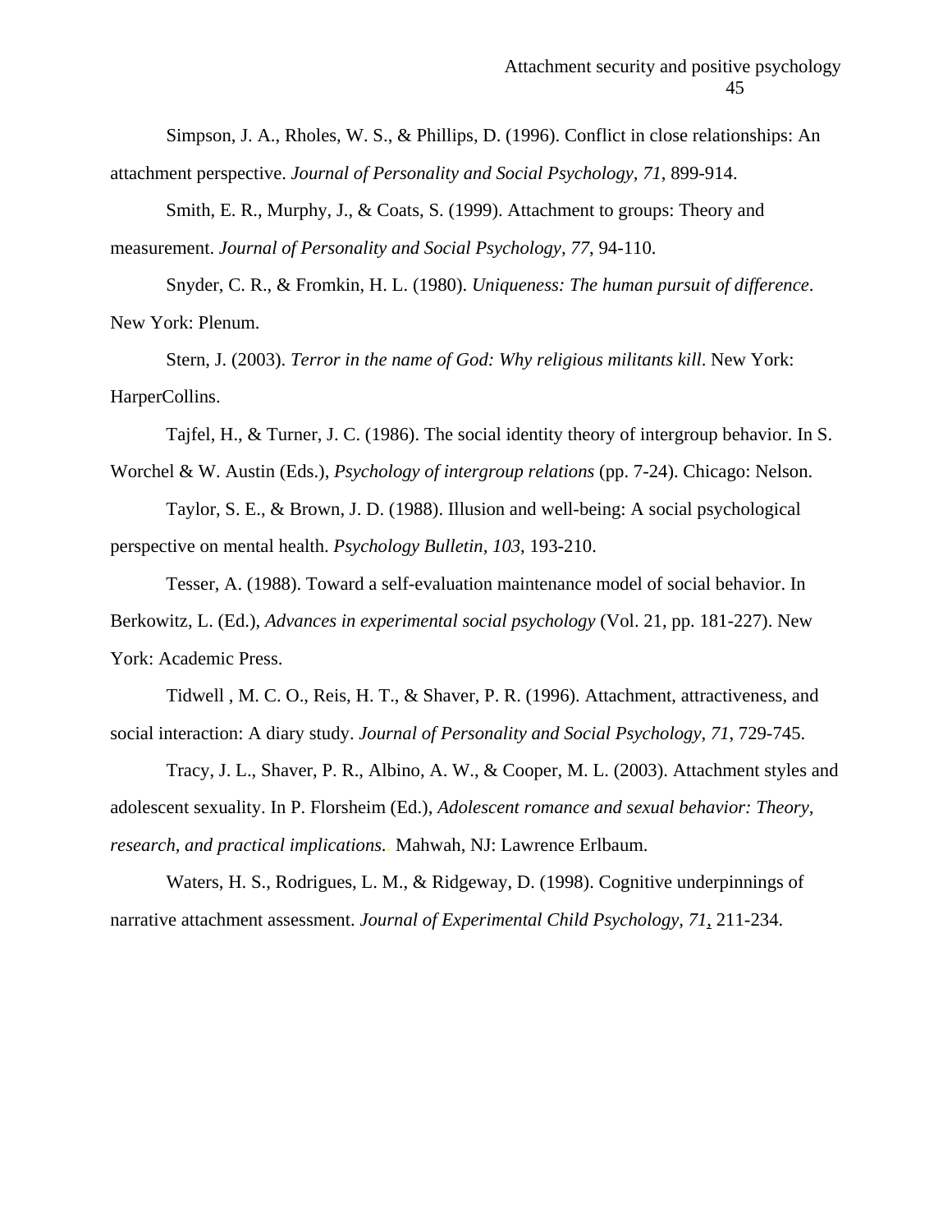Simpson, J. A., Rholes, W. S., & Phillips, D. (1996). Conflict in close relationships: An attachment perspective. *Journal of Personality and Social Psychology, 71*, 899-914.

Smith, E. R., Murphy, J., & Coats, S. (1999). Attachment to groups: Theory and measurement. *Journal of Personality and Social Psychology, 77*, 94-110.

Snyder, C. R., & Fromkin, H. L. (1980). *Uniqueness: The human pursuit of difference*. New York: Plenum.

Stern, J. (2003). *Terror in the name of God: Why religious militants kill*. New York: HarperCollins.

Tajfel, H., & Turner, J. C. (1986). The social identity theory of intergroup behavior. In S. Worchel & W. Austin (Eds.), *Psychology of intergroup relations* (pp. 7-24). Chicago: Nelson.

Taylor, S. E., & Brown, J. D. (1988). Illusion and well-being: A social psychological perspective on mental health. *Psychology Bulletin, 103*, 193-210.

Tesser, A. (1988). Toward a self-evaluation maintenance model of social behavior. In Berkowitz, L. (Ed.), *Advances in experimental social psychology* (Vol. 21, pp. 181-227). New York: Academic Press.

Tidwell , M. C. O., Reis, H. T., & Shaver, P. R. (1996). Attachment, attractiveness, and social interaction: A diary study. *Journal of Personality and Social Psychology, 71*, 729-745.

Tracy, J. L., Shaver, P. R., Albino, A. W., & Cooper, M. L. (2003). Attachment styles and adolescent sexuality. In P. Florsheim (Ed.), *Adolescent romance and sexual behavior: Theory, research, and practical implications.*. Mahwah, NJ: Lawrence Erlbaum.

Waters, H. S., Rodrigues, L. M., & Ridgeway, D. (1998). Cognitive underpinnings of narrative attachment assessment. *Journal of Experimental Child Psychology, 71*, 211-234.